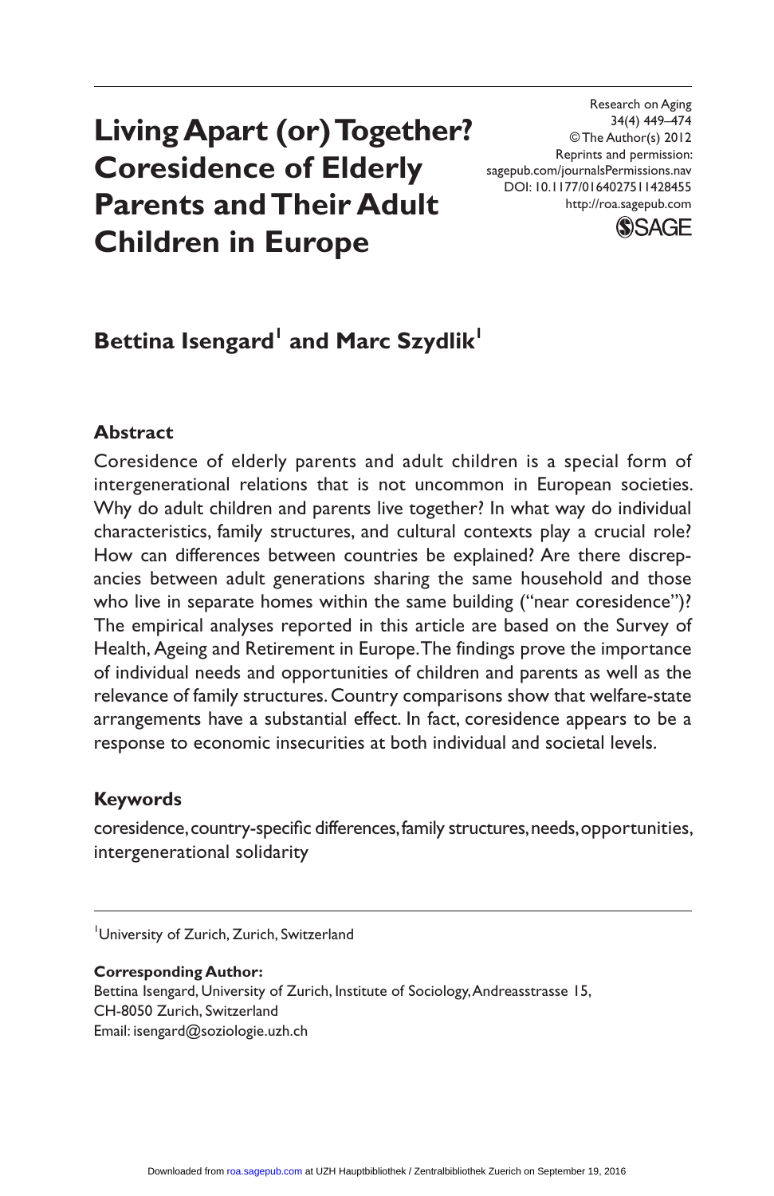# Living Apart (or) Together? Coresidence of Elderly Parents and Their Adult Children in Europe

Research on Aging
34(4) 449–474
© The Author(s) 2012
Reprints and permission:
sagepub.com/journalsPermissions.nav
DOI: 10.1177/0164027511428455
http://roa.sagepub.com

**Bettina Isengard[1] and Marc Szydlik[1]**

## Abstract

Coresidence of elderly parents and adult children is a special form of intergenerational relations that is not uncommon in European societies. Why do adult children and parents live together? In what way do individual characteristics, family structures, and cultural contexts play a crucial role? How can differences between countries be explained? Are there discrepancies between adult generations sharing the same household and those who live in separate homes within the same building ("near coresidence")? The empirical analyses reported in this article are based on the Survey of Health, Ageing and Retirement in Europe. The findings prove the importance of individual needs and opportunities of children and parents as well as the relevance of family structures. Country comparisons show that welfare-state arrangements have a substantial effect. In fact, coresidence appears to be a response to economic insecurities at both individual and societal levels.

## Keywords

coresidence, country-specific differences, family structures, needs, opportunities, intergenerational solidarity

[1] University of Zurich, Zurich, Switzerland

**Corresponding Author:**
Bettina Isengard, University of Zurich, Institute of Sociology, Andreasstrasse 15, CH-8050 Zurich, Switzerland
Email: isengard@soziologie.uzh.ch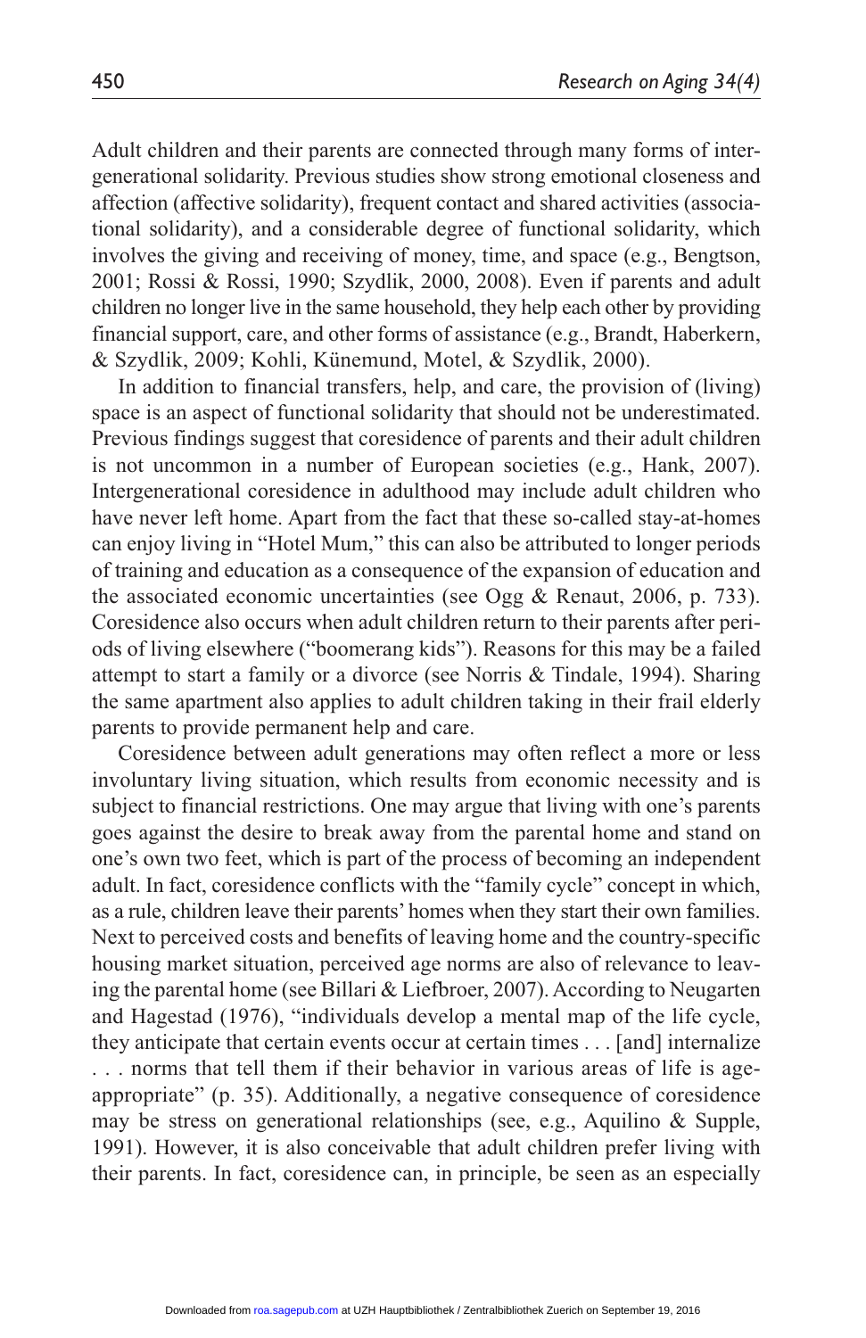Adult children and their parents are connected through many forms of intergenerational solidarity. Previous studies show strong emotional closeness and affection (affective solidarity), frequent contact and shared activities (associational solidarity), and a considerable degree of functional solidarity, which involves the giving and receiving of money, time, and space (e.g., Bengtson, 2001; Rossi & Rossi, 1990; Szydlik, 2000, 2008). Even if parents and adult children no longer live in the same household, they help each other by providing financial support, care, and other forms of assistance (e.g., Brandt, Haberkern, & Szydlik, 2009; Kohli, Künemund, Motel, & Szydlik, 2000).

In addition to financial transfers, help, and care, the provision of (living) space is an aspect of functional solidarity that should not be underestimated. Previous findings suggest that coresidence of parents and their adult children is not uncommon in a number of European societies (e.g., Hank, 2007). Intergenerational coresidence in adulthood may include adult children who have never left home. Apart from the fact that these so-called stay-at-homes can enjoy living in "Hotel Mum," this can also be attributed to longer periods of training and education as a consequence of the expansion of education and the associated economic uncertainties (see Ogg & Renaut, 2006, p. 733). Coresidence also occurs when adult children return to their parents after periods of living elsewhere ("boomerang kids"). Reasons for this may be a failed attempt to start a family or a divorce (see Norris & Tindale, 1994). Sharing the same apartment also applies to adult children taking in their frail elderly parents to provide permanent help and care.

Coresidence between adult generations may often reflect a more or less involuntary living situation, which results from economic necessity and is subject to financial restrictions. One may argue that living with one's parents goes against the desire to break away from the parental home and stand on one's own two feet, which is part of the process of becoming an independent adult. In fact, coresidence conflicts with the "family cycle" concept in which, as a rule, children leave their parents' homes when they start their own families. Next to perceived costs and benefits of leaving home and the country-specific housing market situation, perceived age norms are also of relevance to leaving the parental home (see Billari & Liefbroer, 2007). According to Neugarten and Hagestad (1976), "individuals develop a mental map of the life cycle, they anticipate that certain events occur at certain times . . . [and] internalize . . . norms that tell them if their behavior in various areas of life is age-appropriate" (p. 35). Additionally, a negative consequence of coresidence may be stress on generational relationships (see, e.g., Aquilino & Supple, 1991). However, it is also conceivable that adult children prefer living with their parents. In fact, coresidence can, in principle, be seen as an especially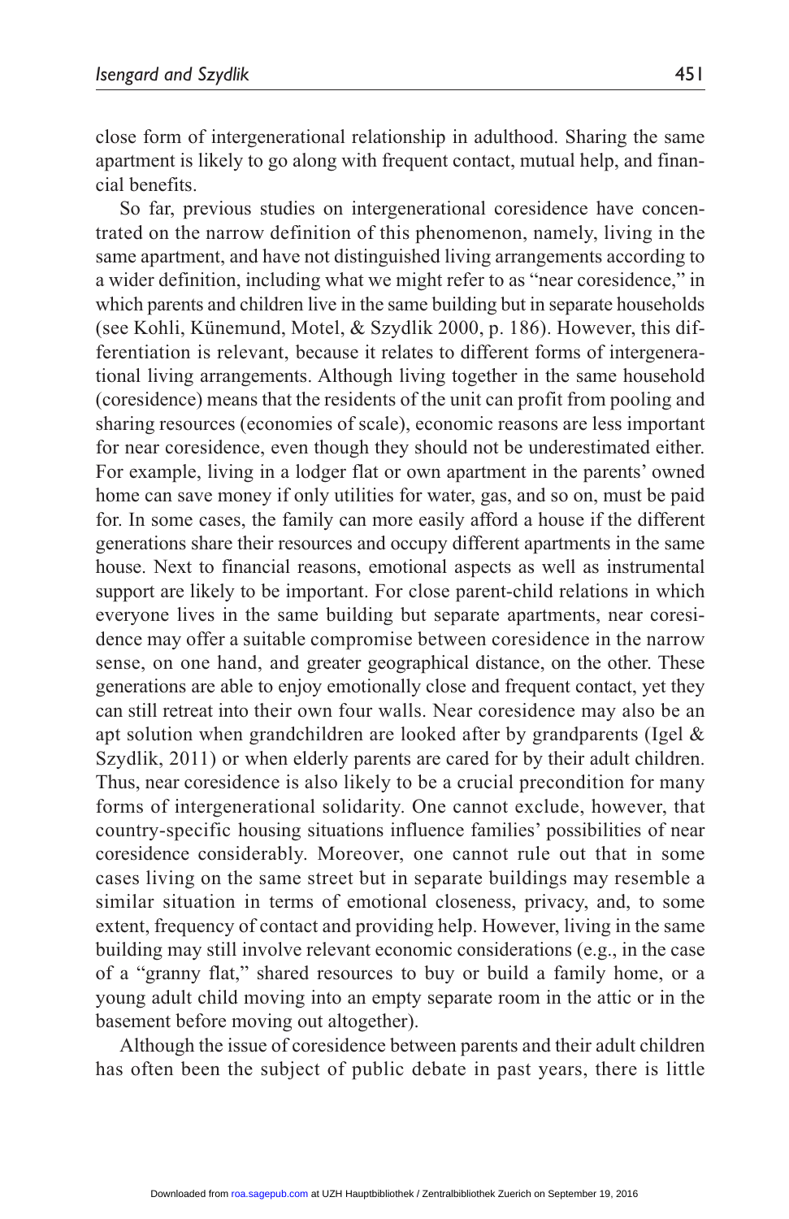close form of intergenerational relationship in adulthood. Sharing the same apartment is likely to go along with frequent contact, mutual help, and financial benefits.

So far, previous studies on intergenerational coresidence have concentrated on the narrow definition of this phenomenon, namely, living in the same apartment, and have not distinguished living arrangements according to a wider definition, including what we might refer to as "near coresidence," in which parents and children live in the same building but in separate households (see Kohli, Künemund, Motel, & Szydlik 2000, p. 186). However, this differentiation is relevant, because it relates to different forms of intergenerational living arrangements. Although living together in the same household (coresidence) means that the residents of the unit can profit from pooling and sharing resources (economies of scale), economic reasons are less important for near coresidence, even though they should not be underestimated either. For example, living in a lodger flat or own apartment in the parents' owned home can save money if only utilities for water, gas, and so on, must be paid for. In some cases, the family can more easily afford a house if the different generations share their resources and occupy different apartments in the same house. Next to financial reasons, emotional aspects as well as instrumental support are likely to be important. For close parent-child relations in which everyone lives in the same building but separate apartments, near coresidence may offer a suitable compromise between coresidence in the narrow sense, on one hand, and greater geographical distance, on the other. These generations are able to enjoy emotionally close and frequent contact, yet they can still retreat into their own four walls. Near coresidence may also be an apt solution when grandchildren are looked after by grandparents (Igel & Szydlik, 2011) or when elderly parents are cared for by their adult children. Thus, near coresidence is also likely to be a crucial precondition for many forms of intergenerational solidarity. One cannot exclude, however, that country-specific housing situations influence families' possibilities of near coresidence considerably. Moreover, one cannot rule out that in some cases living on the same street but in separate buildings may resemble a similar situation in terms of emotional closeness, privacy, and, to some extent, frequency of contact and providing help. However, living in the same building may still involve relevant economic considerations (e.g., in the case of a "granny flat," shared resources to buy or build a family home, or a young adult child moving into an empty separate room in the attic or in the basement before moving out altogether).

Although the issue of coresidence between parents and their adult children has often been the subject of public debate in past years, there is little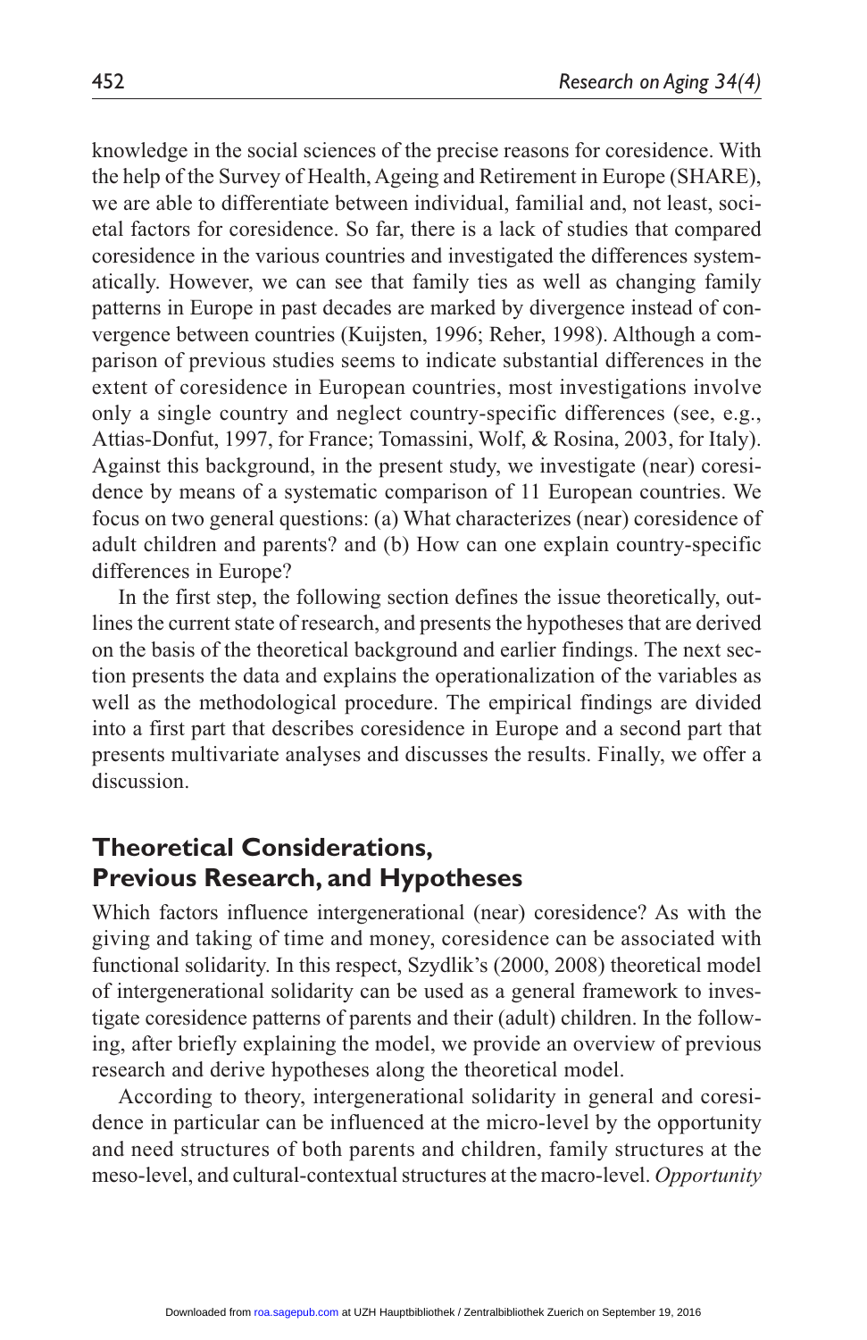knowledge in the social sciences of the precise reasons for coresidence. With the help of the Survey of Health, Ageing and Retirement in Europe (SHARE), we are able to differentiate between individual, familial and, not least, societal factors for coresidence. So far, there is a lack of studies that compared coresidence in the various countries and investigated the differences systematically. However, we can see that family ties as well as changing family patterns in Europe in past decades are marked by divergence instead of convergence between countries (Kuijsten, 1996; Reher, 1998). Although a comparison of previous studies seems to indicate substantial differences in the extent of coresidence in European countries, most investigations involve only a single country and neglect country-specific differences (see, e.g., Attias-Donfut, 1997, for France; Tomassini, Wolf, & Rosina, 2003, for Italy). Against this background, in the present study, we investigate (near) coresidence by means of a systematic comparison of 11 European countries. We focus on two general questions: (a) What characterizes (near) coresidence of adult children and parents? and (b) How can one explain country-specific differences in Europe?

In the first step, the following section defines the issue theoretically, outlines the current state of research, and presents the hypotheses that are derived on the basis of the theoretical background and earlier findings. The next section presents the data and explains the operationalization of the variables as well as the methodological procedure. The empirical findings are divided into a first part that describes coresidence in Europe and a second part that presents multivariate analyses and discusses the results. Finally, we offer a discussion.

## Theoretical Considerations, Previous Research, and Hypotheses

Which factors influence intergenerational (near) coresidence? As with the giving and taking of time and money, coresidence can be associated with functional solidarity. In this respect, Szydlik's (2000, 2008) theoretical model of intergenerational solidarity can be used as a general framework to investigate coresidence patterns of parents and their (adult) children. In the following, after briefly explaining the model, we provide an overview of previous research and derive hypotheses along the theoretical model.

According to theory, intergenerational solidarity in general and coresidence in particular can be influenced at the micro-level by the opportunity and need structures of both parents and children, family structures at the meso-level, and cultural-contextual structures at the macro-level. *Opportunity*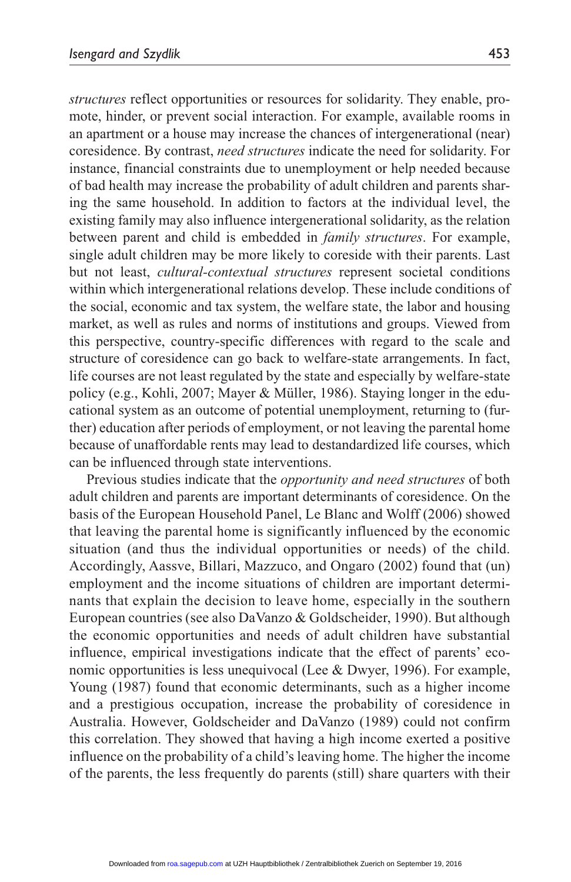*structures* reflect opportunities or resources for solidarity. They enable, promote, hinder, or prevent social interaction. For example, available rooms in an apartment or a house may increase the chances of intergenerational (near) coresidence. By contrast, *need structures* indicate the need for solidarity. For instance, financial constraints due to unemployment or help needed because of bad health may increase the probability of adult children and parents sharing the same household. In addition to factors at the individual level, the existing family may also influence intergenerational solidarity, as the relation between parent and child is embedded in *family structures*. For example, single adult children may be more likely to coreside with their parents. Last but not least, *cultural-contextual structures* represent societal conditions within which intergenerational relations develop. These include conditions of the social, economic and tax system, the welfare state, the labor and housing market, as well as rules and norms of institutions and groups. Viewed from this perspective, country-specific differences with regard to the scale and structure of coresidence can go back to welfare-state arrangements. In fact, life courses are not least regulated by the state and especially by welfare-state policy (e.g., Kohli, 2007; Mayer & Müller, 1986). Staying longer in the educational system as an outcome of potential unemployment, returning to (further) education after periods of employment, or not leaving the parental home because of unaffordable rents may lead to destandardized life courses, which can be influenced through state interventions.

Previous studies indicate that the *opportunity and need structures* of both adult children and parents are important determinants of coresidence. On the basis of the European Household Panel, Le Blanc and Wolff (2006) showed that leaving the parental home is significantly influenced by the economic situation (and thus the individual opportunities or needs) of the child. Accordingly, Aassve, Billari, Mazzuco, and Ongaro (2002) found that (un) employment and the income situations of children are important determinants that explain the decision to leave home, especially in the southern European countries (see also DaVanzo & Goldscheider, 1990). But although the economic opportunities and needs of adult children have substantial influence, empirical investigations indicate that the effect of parents' economic opportunities is less unequivocal (Lee & Dwyer, 1996). For example, Young (1987) found that economic determinants, such as a higher income and a prestigious occupation, increase the probability of coresidence in Australia. However, Goldscheider and DaVanzo (1989) could not confirm this correlation. They showed that having a high income exerted a positive influence on the probability of a child's leaving home. The higher the income of the parents, the less frequently do parents (still) share quarters with their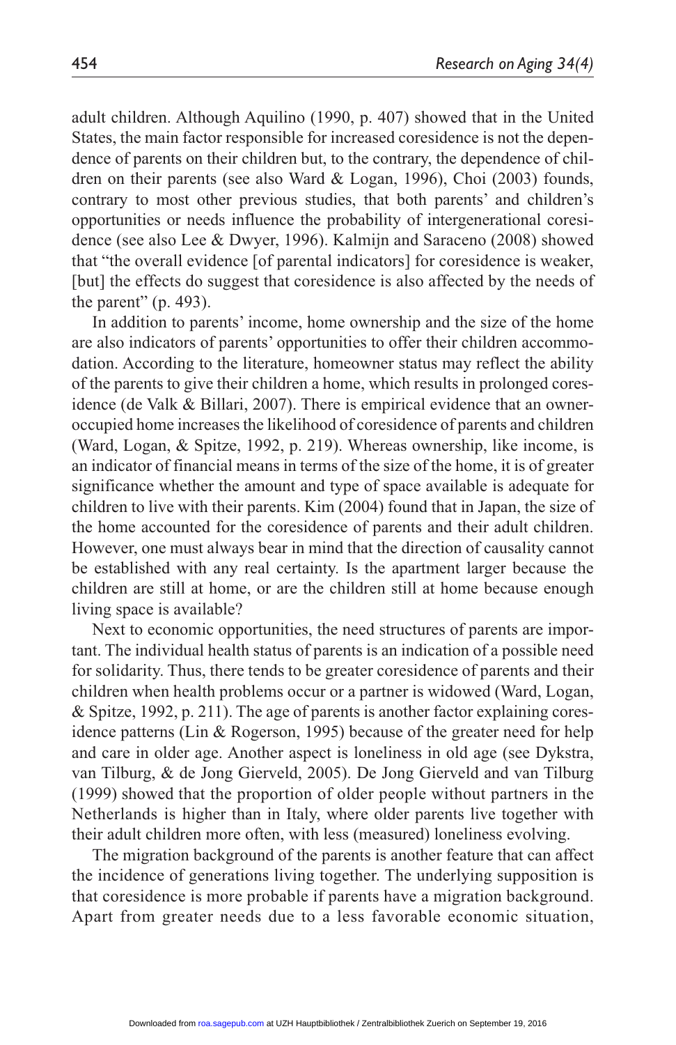adult children. Although Aquilino (1990, p. 407) showed that in the United States, the main factor responsible for increased coresidence is not the dependence of parents on their children but, to the contrary, the dependence of children on their parents (see also Ward & Logan, 1996), Choi (2003) founds, contrary to most other previous studies, that both parents' and children's opportunities or needs influence the probability of intergenerational coresidence (see also Lee & Dwyer, 1996). Kalmijn and Saraceno (2008) showed that "the overall evidence [of parental indicators] for coresidence is weaker, [but] the effects do suggest that coresidence is also affected by the needs of the parent" (p. 493).

In addition to parents' income, home ownership and the size of the home are also indicators of parents' opportunities to offer their children accommodation. According to the literature, homeowner status may reflect the ability of the parents to give their children a home, which results in prolonged coresidence (de Valk & Billari, 2007). There is empirical evidence that an owner-occupied home increases the likelihood of coresidence of parents and children (Ward, Logan, & Spitze, 1992, p. 219). Whereas ownership, like income, is an indicator of financial means in terms of the size of the home, it is of greater significance whether the amount and type of space available is adequate for children to live with their parents. Kim (2004) found that in Japan, the size of the home accounted for the coresidence of parents and their adult children. However, one must always bear in mind that the direction of causality cannot be established with any real certainty. Is the apartment larger because the children are still at home, or are the children still at home because enough living space is available?

Next to economic opportunities, the need structures of parents are important. The individual health status of parents is an indication of a possible need for solidarity. Thus, there tends to be greater coresidence of parents and their children when health problems occur or a partner is widowed (Ward, Logan, & Spitze, 1992, p. 211). The age of parents is another factor explaining coresidence patterns (Lin & Rogerson, 1995) because of the greater need for help and care in older age. Another aspect is loneliness in old age (see Dykstra, van Tilburg, & de Jong Gierveld, 2005). De Jong Gierveld and van Tilburg (1999) showed that the proportion of older people without partners in the Netherlands is higher than in Italy, where older parents live together with their adult children more often, with less (measured) loneliness evolving.

The migration background of the parents is another feature that can affect the incidence of generations living together. The underlying supposition is that coresidence is more probable if parents have a migration background. Apart from greater needs due to a less favorable economic situation,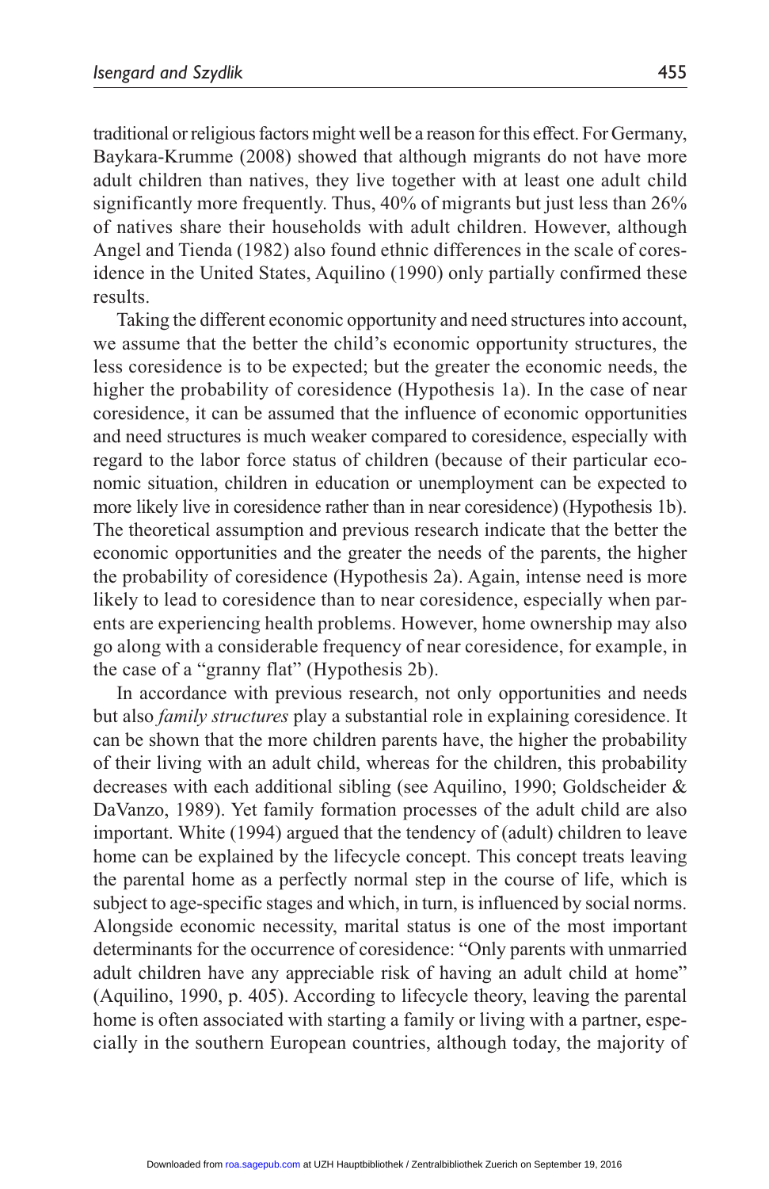traditional or religious factors might well be a reason for this effect. For Germany, Baykara-Krumme (2008) showed that although migrants do not have more adult children than natives, they live together with at least one adult child significantly more frequently. Thus, 40% of migrants but just less than 26% of natives share their households with adult children. However, although Angel and Tienda (1982) also found ethnic differences in the scale of coresidence in the United States, Aquilino (1990) only partially confirmed these results.

Taking the different economic opportunity and need structures into account, we assume that the better the child's economic opportunity structures, the less coresidence is to be expected; but the greater the economic needs, the higher the probability of coresidence (Hypothesis 1a). In the case of near coresidence, it can be assumed that the influence of economic opportunities and need structures is much weaker compared to coresidence, especially with regard to the labor force status of children (because of their particular economic situation, children in education or unemployment can be expected to more likely live in coresidence rather than in near coresidence) (Hypothesis 1b). The theoretical assumption and previous research indicate that the better the economic opportunities and the greater the needs of the parents, the higher the probability of coresidence (Hypothesis 2a). Again, intense need is more likely to lead to coresidence than to near coresidence, especially when parents are experiencing health problems. However, home ownership may also go along with a considerable frequency of near coresidence, for example, in the case of a "granny flat" (Hypothesis 2b).

In accordance with previous research, not only opportunities and needs but also *family structures* play a substantial role in explaining coresidence. It can be shown that the more children parents have, the higher the probability of their living with an adult child, whereas for the children, this probability decreases with each additional sibling (see Aquilino, 1990; Goldscheider & DaVanzo, 1989). Yet family formation processes of the adult child are also important. White (1994) argued that the tendency of (adult) children to leave home can be explained by the lifecycle concept. This concept treats leaving the parental home as a perfectly normal step in the course of life, which is subject to age-specific stages and which, in turn, is influenced by social norms. Alongside economic necessity, marital status is one of the most important determinants for the occurrence of coresidence: "Only parents with unmarried adult children have any appreciable risk of having an adult child at home" (Aquilino, 1990, p. 405). According to lifecycle theory, leaving the parental home is often associated with starting a family or living with a partner, especially in the southern European countries, although today, the majority of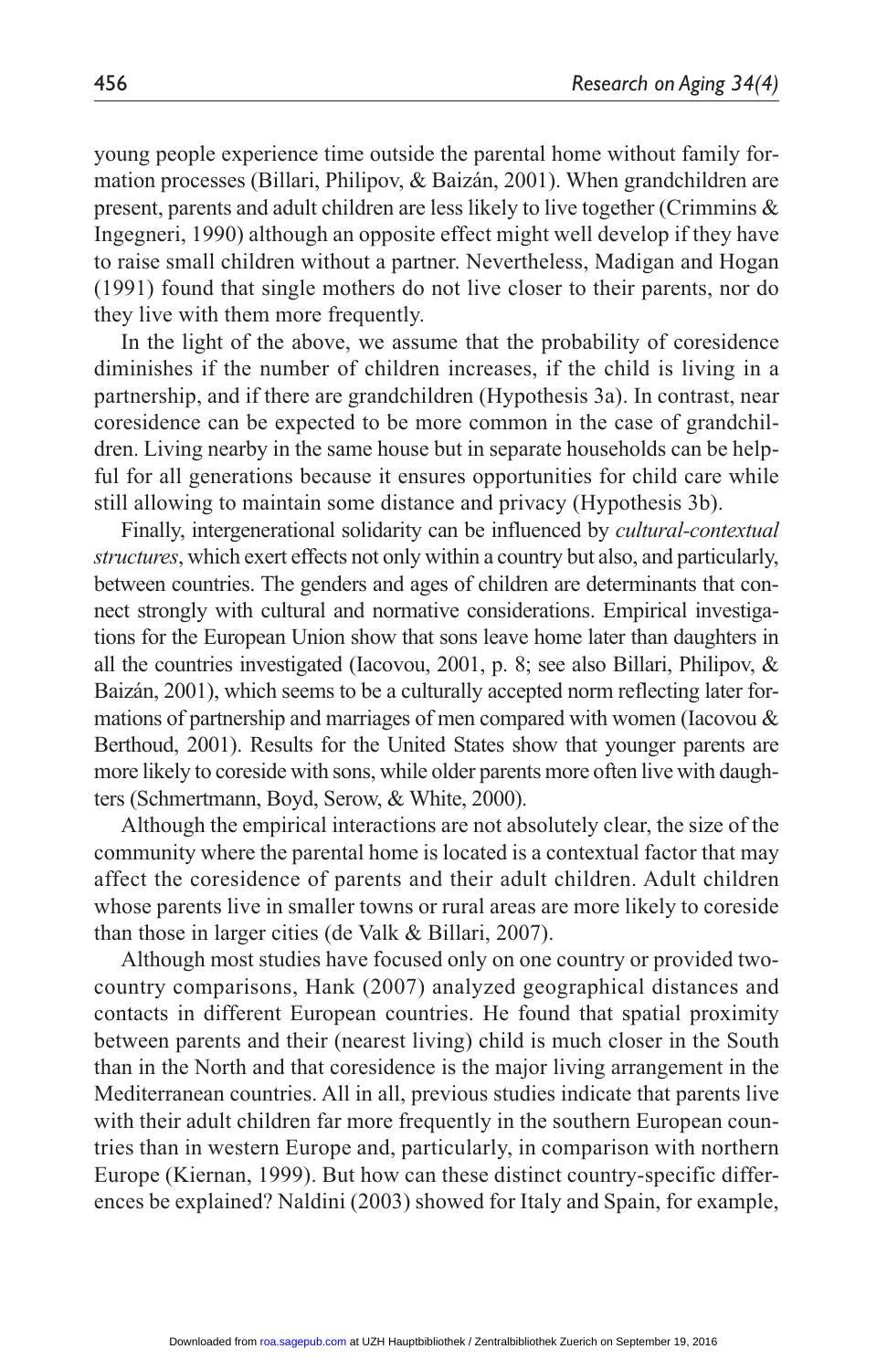young people experience time outside the parental home without family formation processes (Billari, Philipov, & Baizán, 2001). When grandchildren are present, parents and adult children are less likely to live together (Crimmins & Ingegneri, 1990) although an opposite effect might well develop if they have to raise small children without a partner. Nevertheless, Madigan and Hogan (1991) found that single mothers do not live closer to their parents, nor do they live with them more frequently.

In the light of the above, we assume that the probability of coresidence diminishes if the number of children increases, if the child is living in a partnership, and if there are grandchildren (Hypothesis 3a). In contrast, near coresidence can be expected to be more common in the case of grandchildren. Living nearby in the same house but in separate households can be helpful for all generations because it ensures opportunities for child care while still allowing to maintain some distance and privacy (Hypothesis 3b).

Finally, intergenerational solidarity can be influenced by *cultural-contextual structures*, which exert effects not only within a country but also, and particularly, between countries. The genders and ages of children are determinants that connect strongly with cultural and normative considerations. Empirical investigations for the European Union show that sons leave home later than daughters in all the countries investigated (Iacovou, 2001, p. 8; see also Billari, Philipov, & Baizán, 2001), which seems to be a culturally accepted norm reflecting later formations of partnership and marriages of men compared with women (Iacovou & Berthoud, 2001). Results for the United States show that younger parents are more likely to coreside with sons, while older parents more often live with daughters (Schmertmann, Boyd, Serow, & White, 2000).

Although the empirical interactions are not absolutely clear, the size of the community where the parental home is located is a contextual factor that may affect the coresidence of parents and their adult children. Adult children whose parents live in smaller towns or rural areas are more likely to coreside than those in larger cities (de Valk & Billari, 2007).

Although most studies have focused only on one country or provided two-country comparisons, Hank (2007) analyzed geographical distances and contacts in different European countries. He found that spatial proximity between parents and their (nearest living) child is much closer in the South than in the North and that coresidence is the major living arrangement in the Mediterranean countries. All in all, previous studies indicate that parents live with their adult children far more frequently in the southern European countries than in western Europe and, particularly, in comparison with northern Europe (Kiernan, 1999). But how can these distinct country-specific differences be explained? Naldini (2003) showed for Italy and Spain, for example,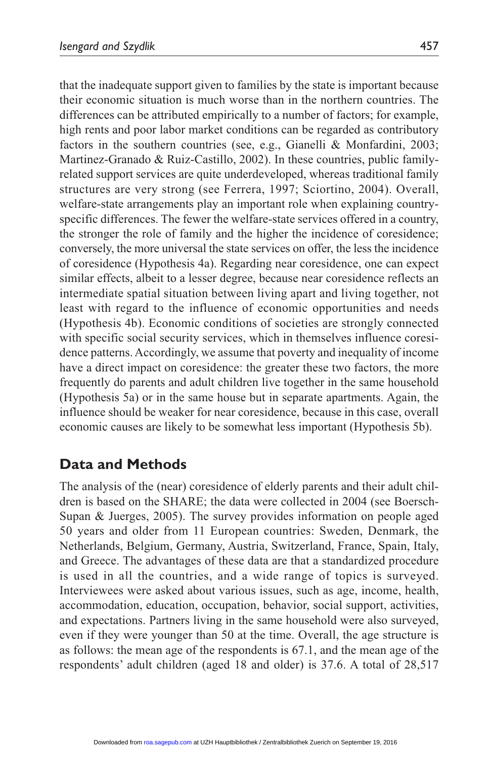that the inadequate support given to families by the state is important because their economic situation is much worse than in the northern countries. The differences can be attributed empirically to a number of factors; for example, high rents and poor labor market conditions can be regarded as contributory factors in the southern countries (see, e.g., Gianelli & Monfardini, 2003; Martinez-Granado & Ruiz-Castillo, 2002). In these countries, public family-related support services are quite underdeveloped, whereas traditional family structures are very strong (see Ferrera, 1997; Sciortino, 2004). Overall, welfare-state arrangements play an important role when explaining country-specific differences. The fewer the welfare-state services offered in a country, the stronger the role of family and the higher the incidence of coresidence; conversely, the more universal the state services on offer, the less the incidence of coresidence (Hypothesis 4a). Regarding near coresidence, one can expect similar effects, albeit to a lesser degree, because near coresidence reflects an intermediate spatial situation between living apart and living together, not least with regard to the influence of economic opportunities and needs (Hypothesis 4b). Economic conditions of societies are strongly connected with specific social security services, which in themselves influence coresidence patterns. Accordingly, we assume that poverty and inequality of income have a direct impact on coresidence: the greater these two factors, the more frequently do parents and adult children live together in the same household (Hypothesis 5a) or in the same house but in separate apartments. Again, the influence should be weaker for near coresidence, because in this case, overall economic causes are likely to be somewhat less important (Hypothesis 5b).

## Data and Methods

The analysis of the (near) coresidence of elderly parents and their adult children is based on the SHARE; the data were collected in 2004 (see Boersch-Supan & Juerges, 2005). The survey provides information on people aged 50 years and older from 11 European countries: Sweden, Denmark, the Netherlands, Belgium, Germany, Austria, Switzerland, France, Spain, Italy, and Greece. The advantages of these data are that a standardized procedure is used in all the countries, and a wide range of topics is surveyed. Interviewees were asked about various issues, such as age, income, health, accommodation, education, occupation, behavior, social support, activities, and expectations. Partners living in the same household were also surveyed, even if they were younger than 50 at the time. Overall, the age structure is as follows: the mean age of the respondents is 67.1, and the mean age of the respondents' adult children (aged 18 and older) is 37.6. A total of 28,517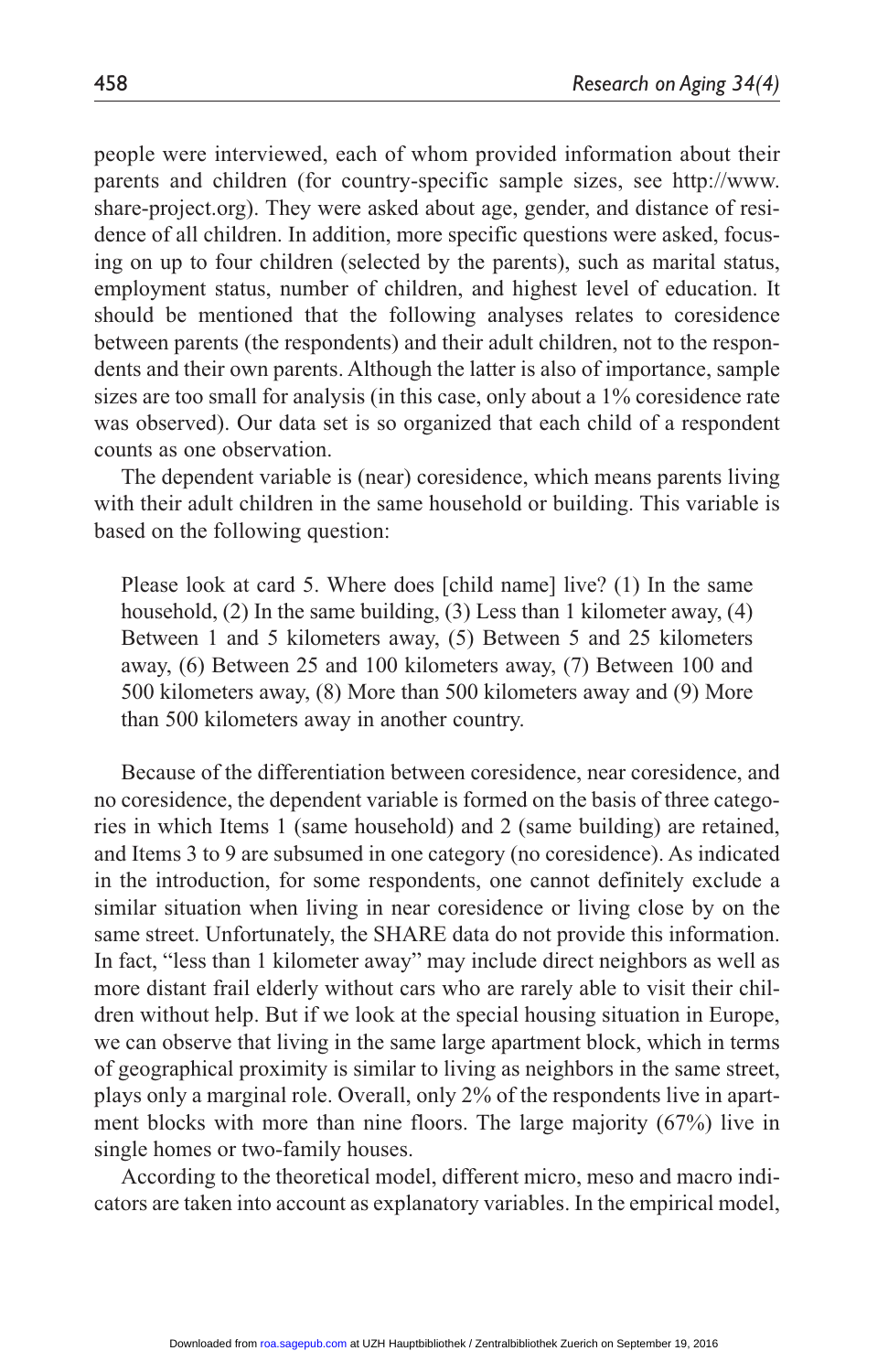people were interviewed, each of whom provided information about their parents and children (for country-specific sample sizes, see http://www.share-project.org). They were asked about age, gender, and distance of residence of all children. In addition, more specific questions were asked, focusing on up to four children (selected by the parents), such as marital status, employment status, number of children, and highest level of education. It should be mentioned that the following analyses relates to coresidence between parents (the respondents) and their adult children, not to the respondents and their own parents. Although the latter is also of importance, sample sizes are too small for analysis (in this case, only about a 1% coresidence rate was observed). Our data set is so organized that each child of a respondent counts as one observation.

The dependent variable is (near) coresidence, which means parents living with their adult children in the same household or building. This variable is based on the following question:

> Please look at card 5. Where does [child name] live? (1) In the same household, (2) In the same building, (3) Less than 1 kilometer away, (4) Between 1 and 5 kilometers away, (5) Between 5 and 25 kilometers away, (6) Between 25 and 100 kilometers away, (7) Between 100 and 500 kilometers away, (8) More than 500 kilometers away and (9) More than 500 kilometers away in another country.

Because of the differentiation between coresidence, near coresidence, and no coresidence, the dependent variable is formed on the basis of three categories in which Items 1 (same household) and 2 (same building) are retained, and Items 3 to 9 are subsumed in one category (no coresidence). As indicated in the introduction, for some respondents, one cannot definitely exclude a similar situation when living in near coresidence or living close by on the same street. Unfortunately, the SHARE data do not provide this information. In fact, "less than 1 kilometer away" may include direct neighbors as well as more distant frail elderly without cars who are rarely able to visit their children without help. But if we look at the special housing situation in Europe, we can observe that living in the same large apartment block, which in terms of geographical proximity is similar to living as neighbors in the same street, plays only a marginal role. Overall, only 2% of the respondents live in apartment blocks with more than nine floors. The large majority (67%) live in single homes or two-family houses.

According to the theoretical model, different micro, meso and macro indicators are taken into account as explanatory variables. In the empirical model,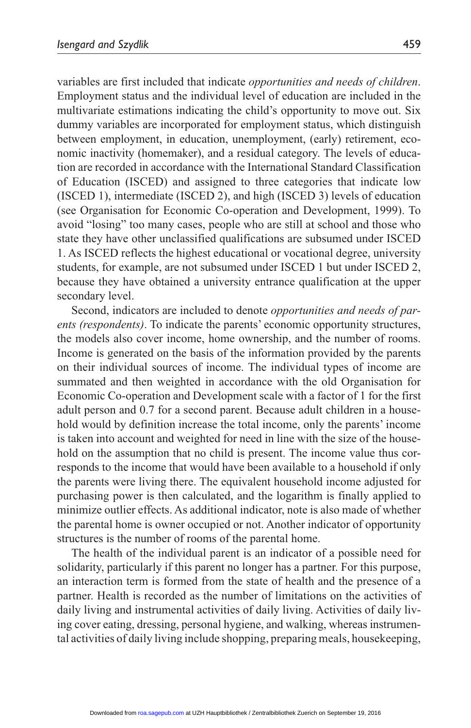variables are first included that indicate *opportunities and needs of children*. Employment status and the individual level of education are included in the multivariate estimations indicating the child's opportunity to move out. Six dummy variables are incorporated for employment status, which distinguish between employment, in education, unemployment, (early) retirement, economic inactivity (homemaker), and a residual category. The levels of education are recorded in accordance with the International Standard Classification of Education (ISCED) and assigned to three categories that indicate low (ISCED 1), intermediate (ISCED 2), and high (ISCED 3) levels of education (see Organisation for Economic Co-operation and Development, 1999). To avoid "losing" too many cases, people who are still at school and those who state they have other unclassified qualifications are subsumed under ISCED 1. As ISCED reflects the highest educational or vocational degree, university students, for example, are not subsumed under ISCED 1 but under ISCED 2, because they have obtained a university entrance qualification at the upper secondary level.

Second, indicators are included to denote *opportunities and needs of parents (respondents)*. To indicate the parents' economic opportunity structures, the models also cover income, home ownership, and the number of rooms. Income is generated on the basis of the information provided by the parents on their individual sources of income. The individual types of income are summated and then weighted in accordance with the old Organisation for Economic Co-operation and Development scale with a factor of 1 for the first adult person and 0.7 for a second parent. Because adult children in a household would by definition increase the total income, only the parents' income is taken into account and weighted for need in line with the size of the household on the assumption that no child is present. The income value thus corresponds to the income that would have been available to a household if only the parents were living there. The equivalent household income adjusted for purchasing power is then calculated, and the logarithm is finally applied to minimize outlier effects. As additional indicator, note is also made of whether the parental home is owner occupied or not. Another indicator of opportunity structures is the number of rooms of the parental home.

The health of the individual parent is an indicator of a possible need for solidarity, particularly if this parent no longer has a partner. For this purpose, an interaction term is formed from the state of health and the presence of a partner. Health is recorded as the number of limitations on the activities of daily living and instrumental activities of daily living. Activities of daily living cover eating, dressing, personal hygiene, and walking, whereas instrumental activities of daily living include shopping, preparing meals, housekeeping,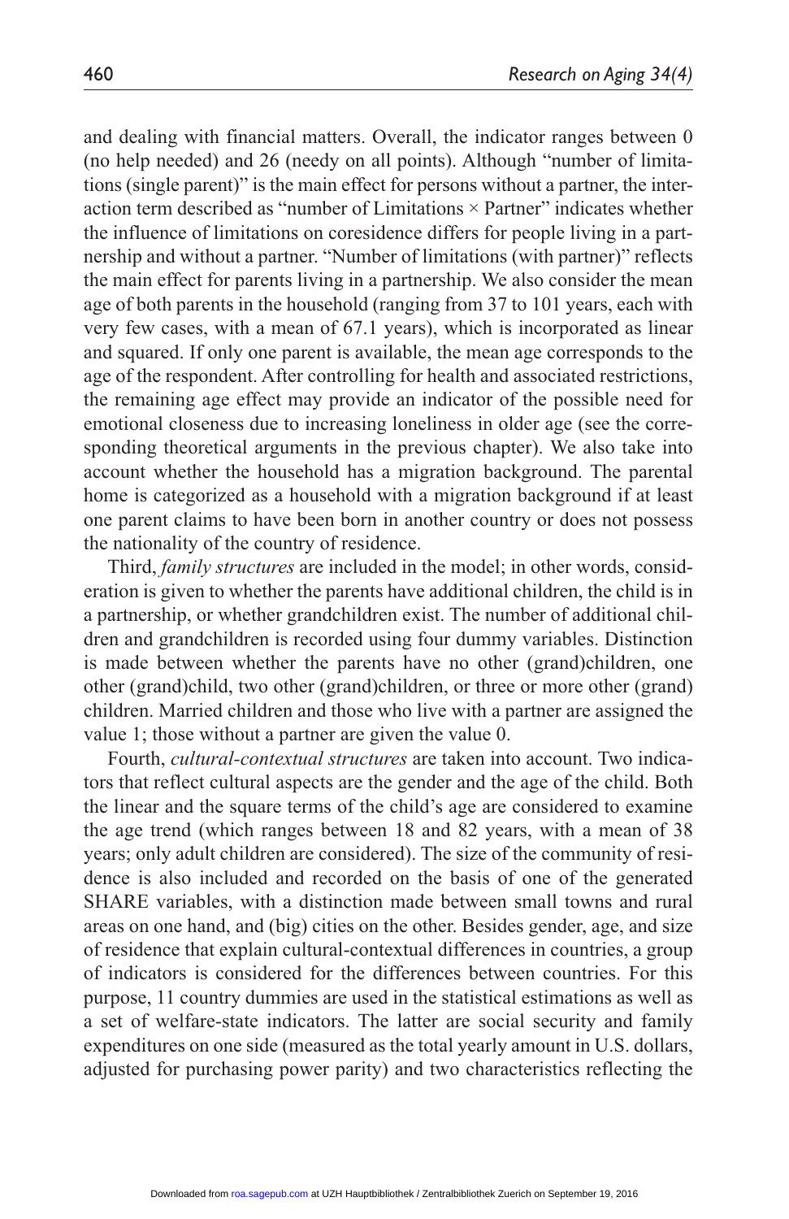and dealing with financial matters. Overall, the indicator ranges between 0 (no help needed) and 26 (needy on all points). Although "number of limitations (single parent)" is the main effect for persons without a partner, the interaction term described as "number of Limitations × Partner" indicates whether the influence of limitations on coresidence differs for people living in a partnership and without a partner. "Number of limitations (with partner)" reflects the main effect for parents living in a partnership. We also consider the mean age of both parents in the household (ranging from 37 to 101 years, each with very few cases, with a mean of 67.1 years), which is incorporated as linear and squared. If only one parent is available, the mean age corresponds to the age of the respondent. After controlling for health and associated restrictions, the remaining age effect may provide an indicator of the possible need for emotional closeness due to increasing loneliness in older age (see the corresponding theoretical arguments in the previous chapter). We also take into account whether the household has a migration background. The parental home is categorized as a household with a migration background if at least one parent claims to have been born in another country or does not possess the nationality of the country of residence.

Third, *family structures* are included in the model; in other words, consideration is given to whether the parents have additional children, the child is in a partnership, or whether grandchildren exist. The number of additional children and grandchildren is recorded using four dummy variables. Distinction is made between whether the parents have no other (grand)children, one other (grand)child, two other (grand)children, or three or more other (grand) children. Married children and those who live with a partner are assigned the value 1; those without a partner are given the value 0.

Fourth, *cultural-contextual structures* are taken into account. Two indicators that reflect cultural aspects are the gender and the age of the child. Both the linear and the square terms of the child's age are considered to examine the age trend (which ranges between 18 and 82 years, with a mean of 38 years; only adult children are considered). The size of the community of residence is also included and recorded on the basis of one of the generated SHARE variables, with a distinction made between small towns and rural areas on one hand, and (big) cities on the other. Besides gender, age, and size of residence that explain cultural-contextual differences in countries, a group of indicators is considered for the differences between countries. For this purpose, 11 country dummies are used in the statistical estimations as well as a set of welfare-state indicators. The latter are social security and family expenditures on one side (measured as the total yearly amount in U.S. dollars, adjusted for purchasing power parity) and two characteristics reflecting the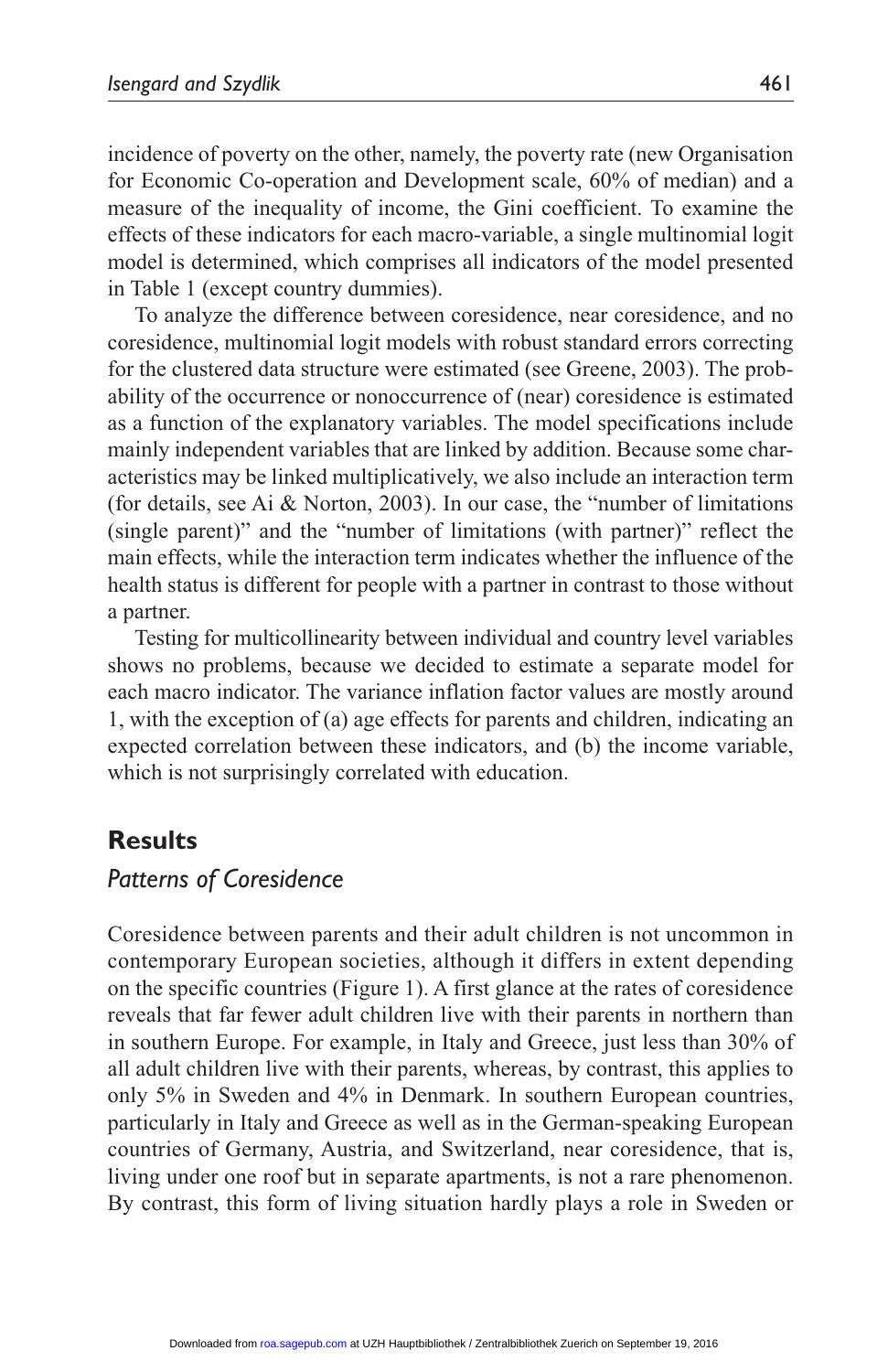incidence of poverty on the other, namely, the poverty rate (new Organisation for Economic Co-operation and Development scale, 60% of median) and a measure of the inequality of income, the Gini coefficient. To examine the effects of these indicators for each macro-variable, a single multinomial logit model is determined, which comprises all indicators of the model presented in Table 1 (except country dummies).

To analyze the difference between coresidence, near coresidence, and no coresidence, multinomial logit models with robust standard errors correcting for the clustered data structure were estimated (see Greene, 2003). The probability of the occurrence or nonoccurrence of (near) coresidence is estimated as a function of the explanatory variables. The model specifications include mainly independent variables that are linked by addition. Because some characteristics may be linked multiplicatively, we also include an interaction term (for details, see Ai & Norton, 2003). In our case, the "number of limitations (single parent)" and the "number of limitations (with partner)" reflect the main effects, while the interaction term indicates whether the influence of the health status is different for people with a partner in contrast to those without a partner.

Testing for multicollinearity between individual and country level variables shows no problems, because we decided to estimate a separate model for each macro indicator. The variance inflation factor values are mostly around 1, with the exception of (a) age effects for parents and children, indicating an expected correlation between these indicators, and (b) the income variable, which is not surprisingly correlated with education.

## Results

### *Patterns of Coresidence*

Coresidence between parents and their adult children is not uncommon in contemporary European societies, although it differs in extent depending on the specific countries (Figure 1). A first glance at the rates of coresidence reveals that far fewer adult children live with their parents in northern than in southern Europe. For example, in Italy and Greece, just less than 30% of all adult children live with their parents, whereas, by contrast, this applies to only 5% in Sweden and 4% in Denmark. In southern European countries, particularly in Italy and Greece as well as in the German-speaking European countries of Germany, Austria, and Switzerland, near coresidence, that is, living under one roof but in separate apartments, is not a rare phenomenon. By contrast, this form of living situation hardly plays a role in Sweden or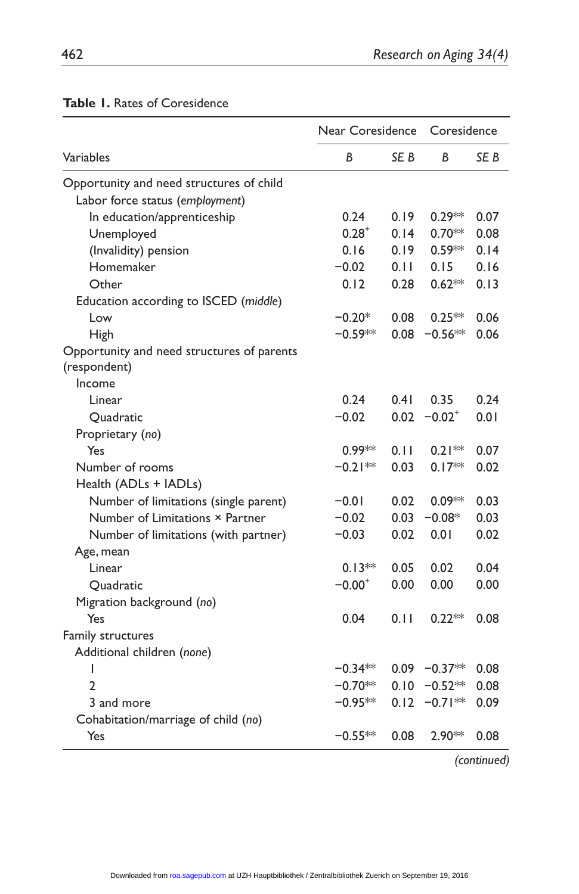**Table 1.** Rates of Coresidence

| Variables | Near Coresidence | | Coresidence | |
|---|---|---|---|---|
| | *B* | *SE B* | *B* | *SE B* |
| Opportunity and need structures of child | | | | |
| Labor force status (*employment*) | | | | |
| In education/apprenticeship | 0.24 | 0.19 | 0.29** | 0.07 |
| Unemployed | 0.28⁺ | 0.14 | 0.70** | 0.08 |
| (Invalidity) pension | 0.16 | 0.19 | 0.59** | 0.14 |
| Homemaker | −0.02 | 0.11 | 0.15 | 0.16 |
| Other | 0.12 | 0.28 | 0.62** | 0.13 |
| Education according to ISCED (*middle*) | | | | |
| Low | −0.20* | 0.08 | 0.25** | 0.06 |
| High | −0.59** | 0.08 | −0.56** | 0.06 |
| Opportunity and need structures of parents (respondent) | | | | |
| Income | | | | |
| Linear | 0.24 | 0.41 | 0.35 | 0.24 |
| Quadratic | −0.02 | 0.02 | −0.02⁺ | 0.01 |
| Proprietary (*no*) | | | | |
| Yes | 0.99** | 0.11 | 0.21** | 0.07 |
| Number of rooms | −0.21** | 0.03 | 0.17** | 0.02 |
| Health (ADLs + IADLs) | | | | |
| Number of limitations (single parent) | −0.01 | 0.02 | 0.09** | 0.03 |
| Number of Limitations × Partner | −0.02 | 0.03 | −0.08* | 0.03 |
| Number of limitations (with partner) | −0.03 | 0.02 | 0.01 | 0.02 |
| Age, mean | | | | |
| Linear | 0.13** | 0.05 | 0.02 | 0.04 |
| Quadratic | −0.00⁺ | 0.00 | 0.00 | 0.00 |
| Migration background (*no*) | | | | |
| Yes | 0.04 | 0.11 | 0.22** | 0.08 |
| Family structures | | | | |
| Additional children (*none*) | | | | |
| 1 | −0.34** | 0.09 | −0.37** | 0.08 |
| 2 | −0.70** | 0.10 | −0.52** | 0.08 |
| 3 and more | −0.95** | 0.12 | −0.71** | 0.09 |
| Cohabitation/marriage of child (*no*) | | | | |
| Yes | −0.55** | 0.08 | 2.90** | 0.08 |

(*continued*)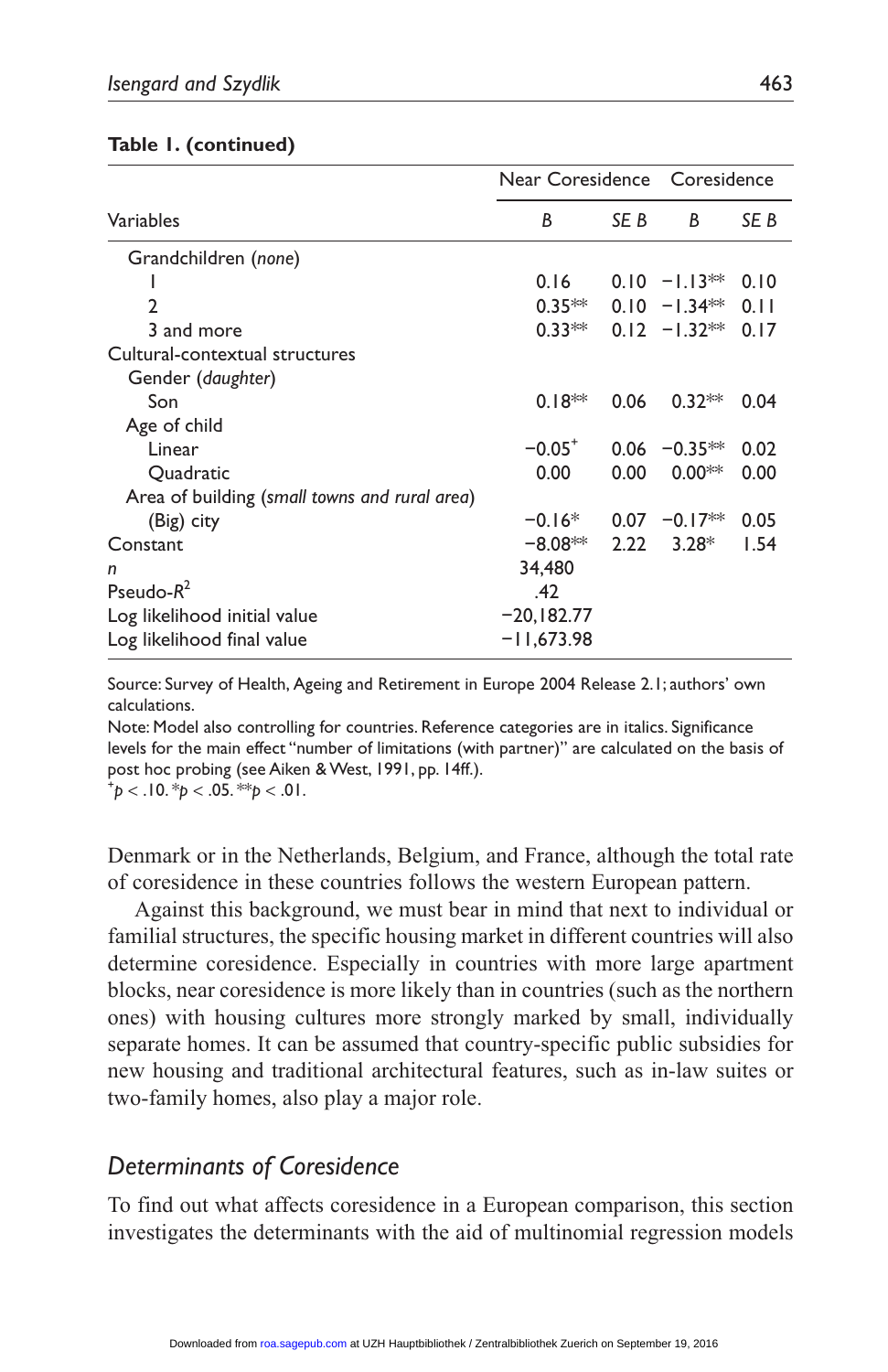**Table 1. (continued)**

| Variables | Near Coresidence | | Coresidence | |
|---|---|---|---|---|
| | *B* | *SE B* | *B* | *SE B* |
| Grandchildren (*none*) | | | | |
| 1 | 0.16 | 0.10 | −1.13** | 0.10 |
| 2 | 0.35** | 0.10 | −1.34** | 0.11 |
| 3 and more | 0.33** | 0.12 | −1.32** | 0.17 |
| Cultural-contextual structures | | | | |
| Gender (*daughter*) | | | | |
| Son | 0.18** | 0.06 | 0.32** | 0.04 |
| Age of child | | | | |
| Linear | −0.05+ | 0.06 | −0.35** | 0.02 |
| Quadratic | 0.00 | 0.00 | 0.00** | 0.00 |
| Area of building (*small towns and rural area*) | | | | |
| (Big) city | −0.16* | 0.07 | −0.17** | 0.05 |
| Constant | −8.08** | 2.22 | 3.28* | 1.54 |
| *n* | 34,480 | | | |
| Pseudo-$R^2$ | .42 | | | |
| Log likelihood initial value | −20,182.77 | | | |
| Log likelihood final value | −11,673.98 | | | |

Source: Survey of Health, Ageing and Retirement in Europe 2004 Release 2.1; authors' own calculations.
Note: Model also controlling for countries. Reference categories are in italics. Significance levels for the main effect "number of limitations (with partner)" are calculated on the basis of post hoc probing (see Aiken & West, 1991, pp. 14ff.).
$^{+}p < .10$. $^{*}p < .05$. $^{**}p < .01$.

Denmark or in the Netherlands, Belgium, and France, although the total rate of coresidence in these countries follows the western European pattern.

Against this background, we must bear in mind that next to individual or familial structures, the specific housing market in different countries will also determine coresidence. Especially in countries with more large apartment blocks, near coresidence is more likely than in countries (such as the northern ones) with housing cultures more strongly marked by small, individually separate homes. It can be assumed that country-specific public subsidies for new housing and traditional architectural features, such as in-law suites or two-family homes, also play a major role.

## *Determinants of Coresidence*

To find out what affects coresidence in a European comparison, this section investigates the determinants with the aid of multinomial regression models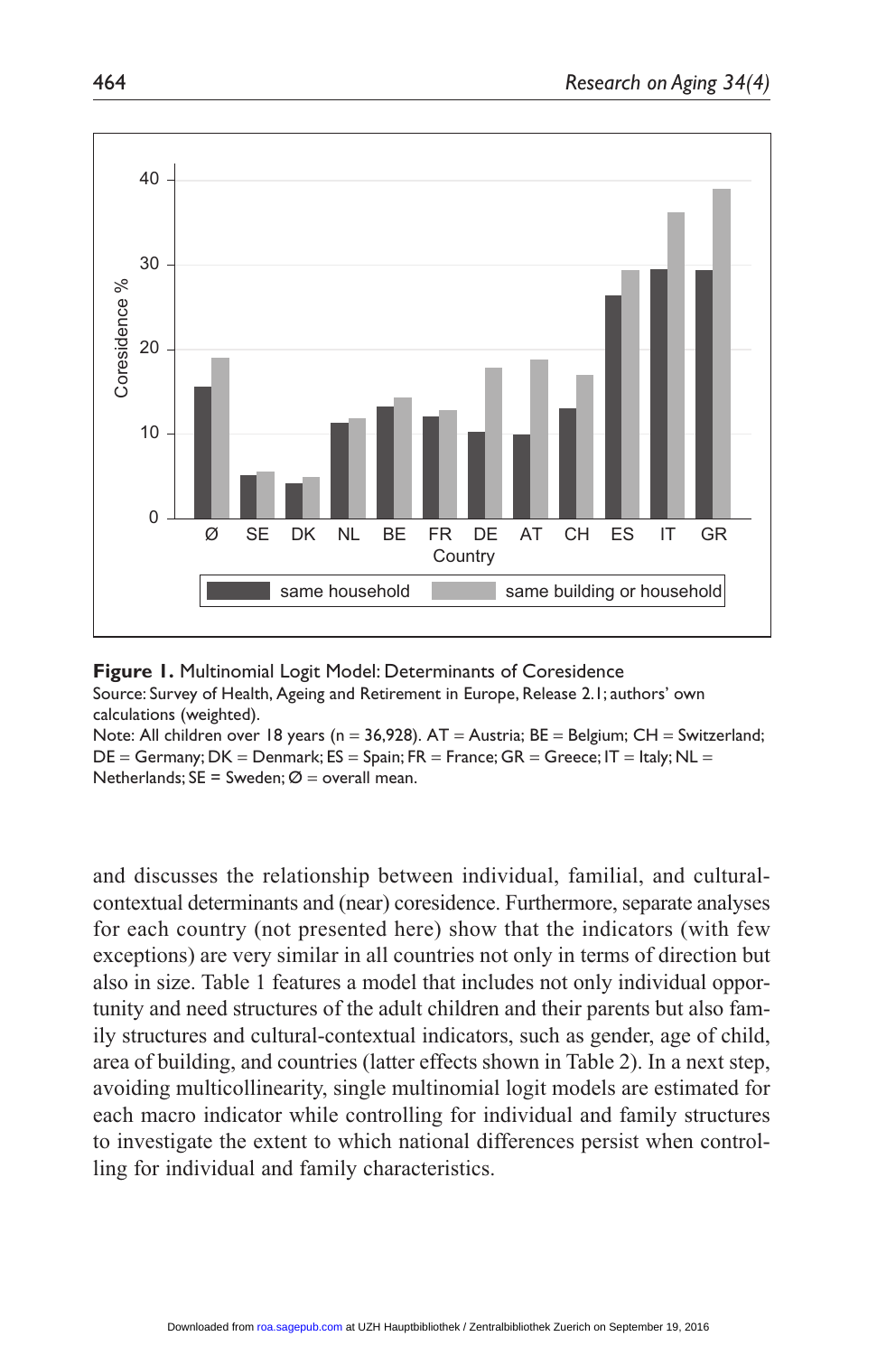**Figure 1.** Multinomial Logit Model: Determinants of Coresidence
Source: Survey of Health, Ageing and Retirement in Europe, Release 2.1; authors' own calculations (weighted).
Note: All children over 18 years (n = 36,928). AT = Austria; BE = Belgium; CH = Switzerland; DE = Germany; DK = Denmark; ES = Spain; FR = France; GR = Greece; IT = Italy; NL = Netherlands; SE = Sweden; Ø = overall mean.

and discusses the relationship between individual, familial, and cultural-contextual determinants and (near) coresidence. Furthermore, separate analyses for each country (not presented here) show that the indicators (with few exceptions) are very similar in all countries not only in terms of direction but also in size. Table 1 features a model that includes not only individual opportunity and need structures of the adult children and their parents but also family structures and cultural-contextual indicators, such as gender, age of child, area of building, and countries (latter effects shown in Table 2). In a next step, avoiding multicollinearity, single multinomial logit models are estimated for each macro indicator while controlling for individual and family structures to investigate the extent to which national differences persist when controlling for individual and family characteristics.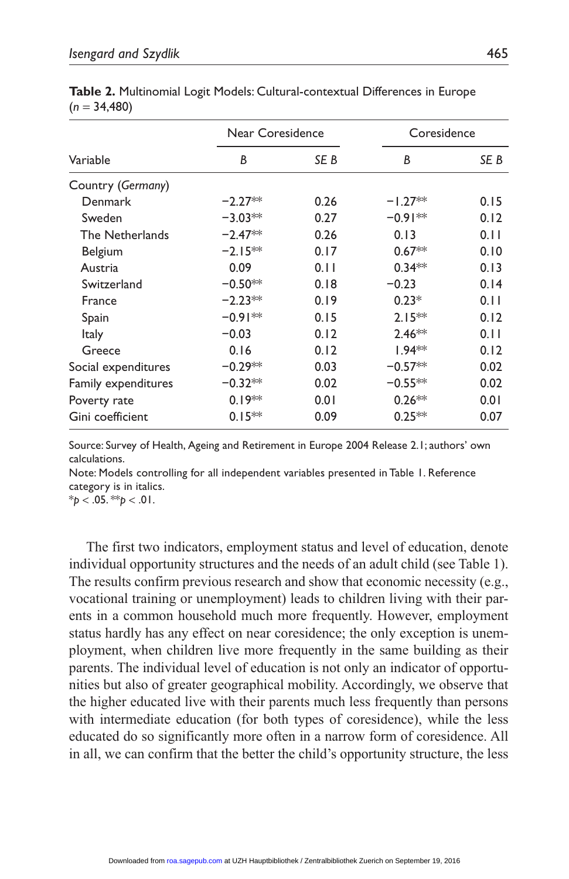**Table 2.** Multinomial Logit Models: Cultural-contextual Differences in Europe ($n$ = 34,480)

| Variable | Near Coresidence | | Coresidence | |
|---|---|---|---|---|
| | *B* | *SE B* | *B* | *SE B* |
| Country (*Germany*) | | | | |
| Denmark | −2.27** | 0.26 | −1.27** | 0.15 |
| Sweden | −3.03** | 0.27 | −0.91** | 0.12 |
| The Netherlands | −2.47** | 0.26 | 0.13 | 0.11 |
| Belgium | −2.15** | 0.17 | 0.67** | 0.10 |
| Austria | 0.09 | 0.11 | 0.34** | 0.13 |
| Switzerland | −0.50** | 0.18 | −0.23 | 0.14 |
| France | −2.23** | 0.19 | 0.23* | 0.11 |
| Spain | −0.91** | 0.15 | 2.15** | 0.12 |
| Italy | −0.03 | 0.12 | 2.46** | 0.11 |
| Greece | 0.16 | 0.12 | 1.94** | 0.12 |
| Social expenditures | −0.29** | 0.03 | −0.57** | 0.02 |
| Family expenditures | −0.32** | 0.02 | −0.55** | 0.02 |
| Poverty rate | 0.19** | 0.01 | 0.26** | 0.01 |
| Gini coefficient | 0.15** | 0.09 | 0.25** | 0.07 |

Source: Survey of Health, Ageing and Retirement in Europe 2004 Release 2.1; authors' own calculations.
Note: Models controlling for all independent variables presented in Table 1. Reference category is in italics.
*$p < .05$. **$p < .01$.

The first two indicators, employment status and level of education, denote individual opportunity structures and the needs of an adult child (see Table 1). The results confirm previous research and show that economic necessity (e.g., vocational training or unemployment) leads to children living with their parents in a common household much more frequently. However, employment status hardly has any effect on near coresidence; the only exception is unemployment, when children live more frequently in the same building as their parents. The individual level of education is not only an indicator of opportunities but also of greater geographical mobility. Accordingly, we observe that the higher educated live with their parents much less frequently than persons with intermediate education (for both types of coresidence), while the less educated do so significantly more often in a narrow form of coresidence. All in all, we can confirm that the better the child's opportunity structure, the less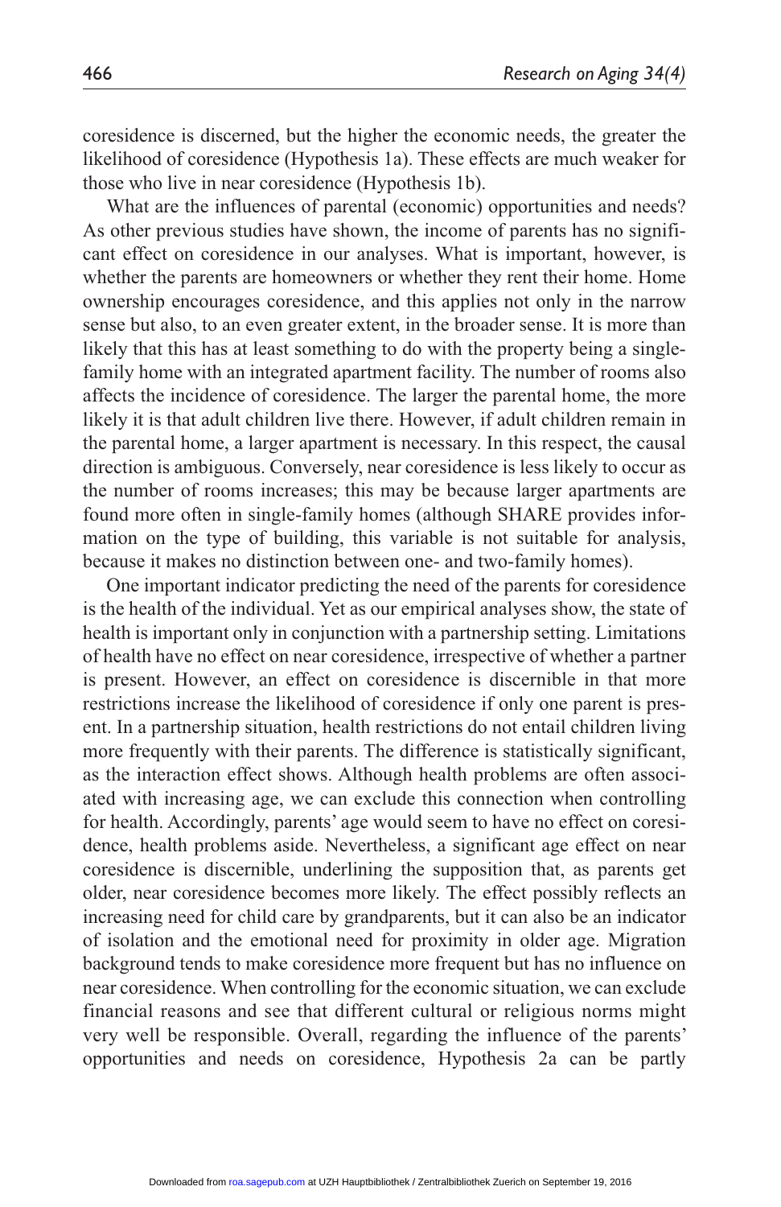coresidence is discerned, but the higher the economic needs, the greater the likelihood of coresidence (Hypothesis 1a). These effects are much weaker for those who live in near coresidence (Hypothesis 1b).

What are the influences of parental (economic) opportunities and needs? As other previous studies have shown, the income of parents has no significant effect on coresidence in our analyses. What is important, however, is whether the parents are homeowners or whether they rent their home. Home ownership encourages coresidence, and this applies not only in the narrow sense but also, to an even greater extent, in the broader sense. It is more than likely that this has at least something to do with the property being a single-family home with an integrated apartment facility. The number of rooms also affects the incidence of coresidence. The larger the parental home, the more likely it is that adult children live there. However, if adult children remain in the parental home, a larger apartment is necessary. In this respect, the causal direction is ambiguous. Conversely, near coresidence is less likely to occur as the number of rooms increases; this may be because larger apartments are found more often in single-family homes (although SHARE provides information on the type of building, this variable is not suitable for analysis, because it makes no distinction between one- and two-family homes).

One important indicator predicting the need of the parents for coresidence is the health of the individual. Yet as our empirical analyses show, the state of health is important only in conjunction with a partnership setting. Limitations of health have no effect on near coresidence, irrespective of whether a partner is present. However, an effect on coresidence is discernible in that more restrictions increase the likelihood of coresidence if only one parent is present. In a partnership situation, health restrictions do not entail children living more frequently with their parents. The difference is statistically significant, as the interaction effect shows. Although health problems are often associated with increasing age, we can exclude this connection when controlling for health. Accordingly, parents' age would seem to have no effect on coresidence, health problems aside. Nevertheless, a significant age effect on near coresidence is discernible, underlining the supposition that, as parents get older, near coresidence becomes more likely. The effect possibly reflects an increasing need for child care by grandparents, but it can also be an indicator of isolation and the emotional need for proximity in older age. Migration background tends to make coresidence more frequent but has no influence on near coresidence. When controlling for the economic situation, we can exclude financial reasons and see that different cultural or religious norms might very well be responsible. Overall, regarding the influence of the parents' opportunities and needs on coresidence, Hypothesis 2a can be partly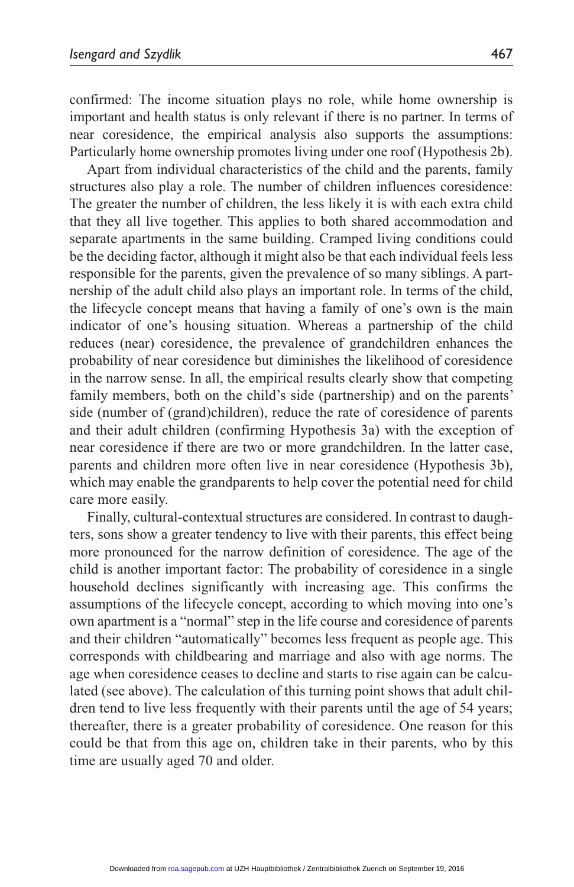confirmed: The income situation plays no role, while home ownership is important and health status is only relevant if there is no partner. In terms of near coresidence, the empirical analysis also supports the assumptions: Particularly home ownership promotes living under one roof (Hypothesis 2b).

Apart from individual characteristics of the child and the parents, family structures also play a role. The number of children influences coresidence: The greater the number of children, the less likely it is with each extra child that they all live together. This applies to both shared accommodation and separate apartments in the same building. Cramped living conditions could be the deciding factor, although it might also be that each individual feels less responsible for the parents, given the prevalence of so many siblings. A partnership of the adult child also plays an important role. In terms of the child, the lifecycle concept means that having a family of one's own is the main indicator of one's housing situation. Whereas a partnership of the child reduces (near) coresidence, the prevalence of grandchildren enhances the probability of near coresidence but diminishes the likelihood of coresidence in the narrow sense. In all, the empirical results clearly show that competing family members, both on the child's side (partnership) and on the parents' side (number of (grand)children), reduce the rate of coresidence of parents and their adult children (confirming Hypothesis 3a) with the exception of near coresidence if there are two or more grandchildren. In the latter case, parents and children more often live in near coresidence (Hypothesis 3b), which may enable the grandparents to help cover the potential need for child care more easily.

Finally, cultural-contextual structures are considered. In contrast to daughters, sons show a greater tendency to live with their parents, this effect being more pronounced for the narrow definition of coresidence. The age of the child is another important factor: The probability of coresidence in a single household declines significantly with increasing age. This confirms the assumptions of the lifecycle concept, according to which moving into one's own apartment is a "normal" step in the life course and coresidence of parents and their children "automatically" becomes less frequent as people age. This corresponds with childbearing and marriage and also with age norms. The age when coresidence ceases to decline and starts to rise again can be calculated (see above). The calculation of this turning point shows that adult children tend to live less frequently with their parents until the age of 54 years; thereafter, there is a greater probability of coresidence. One reason for this could be that from this age on, children take in their parents, who by this time are usually aged 70 and older.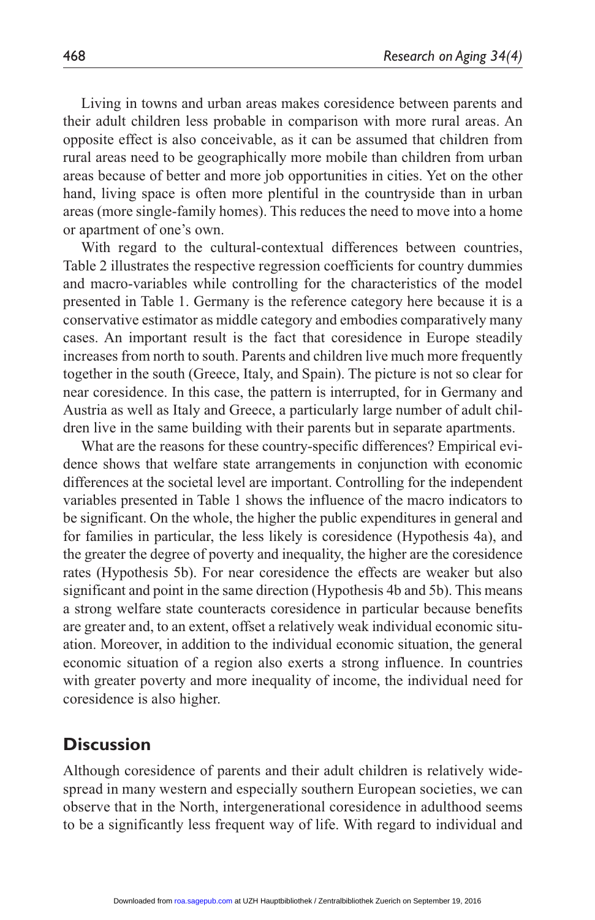Living in towns and urban areas makes coresidence between parents and their adult children less probable in comparison with more rural areas. An opposite effect is also conceivable, as it can be assumed that children from rural areas need to be geographically more mobile than children from urban areas because of better and more job opportunities in cities. Yet on the other hand, living space is often more plentiful in the countryside than in urban areas (more single-family homes). This reduces the need to move into a home or apartment of one's own.

With regard to the cultural-contextual differences between countries, Table 2 illustrates the respective regression coefficients for country dummies and macro-variables while controlling for the characteristics of the model presented in Table 1. Germany is the reference category here because it is a conservative estimator as middle category and embodies comparatively many cases. An important result is the fact that coresidence in Europe steadily increases from north to south. Parents and children live much more frequently together in the south (Greece, Italy, and Spain). The picture is not so clear for near coresidence. In this case, the pattern is interrupted, for in Germany and Austria as well as Italy and Greece, a particularly large number of adult children live in the same building with their parents but in separate apartments.

What are the reasons for these country-specific differences? Empirical evidence shows that welfare state arrangements in conjunction with economic differences at the societal level are important. Controlling for the independent variables presented in Table 1 shows the influence of the macro indicators to be significant. On the whole, the higher the public expenditures in general and for families in particular, the less likely is coresidence (Hypothesis 4a), and the greater the degree of poverty and inequality, the higher are the coresidence rates (Hypothesis 5b). For near coresidence the effects are weaker but also significant and point in the same direction (Hypothesis 4b and 5b). This means a strong welfare state counteracts coresidence in particular because benefits are greater and, to an extent, offset a relatively weak individual economic situation. Moreover, in addition to the individual economic situation, the general economic situation of a region also exerts a strong influence. In countries with greater poverty and more inequality of income, the individual need for coresidence is also higher.

## Discussion

Although coresidence of parents and their adult children is relatively widespread in many western and especially southern European societies, we can observe that in the North, intergenerational coresidence in adulthood seems to be a significantly less frequent way of life. With regard to individual and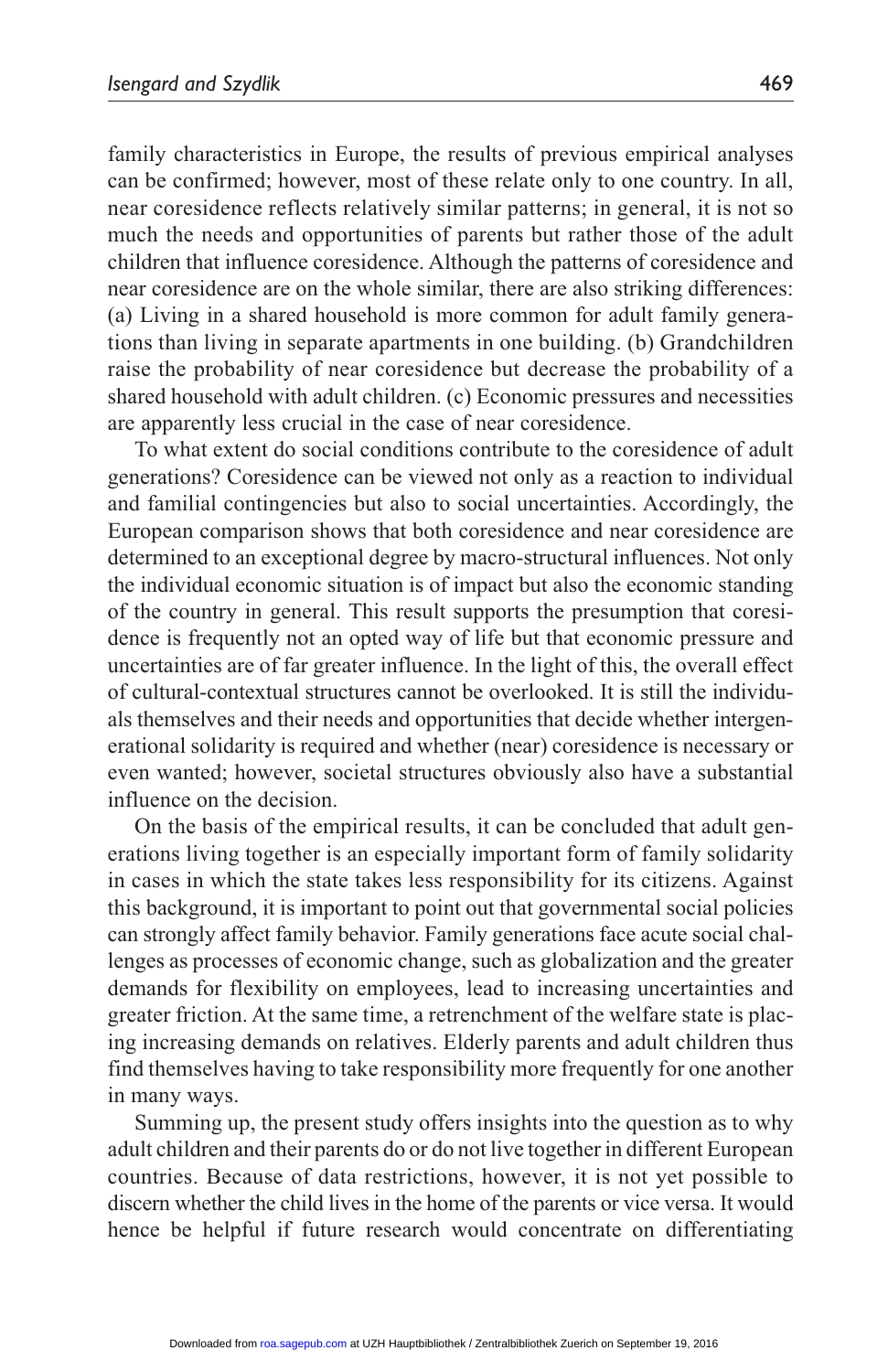family characteristics in Europe, the results of previous empirical analyses can be confirmed; however, most of these relate only to one country. In all, near coresidence reflects relatively similar patterns; in general, it is not so much the needs and opportunities of parents but rather those of the adult children that influence coresidence. Although the patterns of coresidence and near coresidence are on the whole similar, there are also striking differences: (a) Living in a shared household is more common for adult family generations than living in separate apartments in one building. (b) Grandchildren raise the probability of near coresidence but decrease the probability of a shared household with adult children. (c) Economic pressures and necessities are apparently less crucial in the case of near coresidence.

To what extent do social conditions contribute to the coresidence of adult generations? Coresidence can be viewed not only as a reaction to individual and familial contingencies but also to social uncertainties. Accordingly, the European comparison shows that both coresidence and near coresidence are determined to an exceptional degree by macro-structural influences. Not only the individual economic situation is of impact but also the economic standing of the country in general. This result supports the presumption that coresidence is frequently not an opted way of life but that economic pressure and uncertainties are of far greater influence. In the light of this, the overall effect of cultural-contextual structures cannot be overlooked. It is still the individuals themselves and their needs and opportunities that decide whether intergenerational solidarity is required and whether (near) coresidence is necessary or even wanted; however, societal structures obviously also have a substantial influence on the decision.

On the basis of the empirical results, it can be concluded that adult generations living together is an especially important form of family solidarity in cases in which the state takes less responsibility for its citizens. Against this background, it is important to point out that governmental social policies can strongly affect family behavior. Family generations face acute social challenges as processes of economic change, such as globalization and the greater demands for flexibility on employees, lead to increasing uncertainties and greater friction. At the same time, a retrenchment of the welfare state is placing increasing demands on relatives. Elderly parents and adult children thus find themselves having to take responsibility more frequently for one another in many ways.

Summing up, the present study offers insights into the question as to why adult children and their parents do or do not live together in different European countries. Because of data restrictions, however, it is not yet possible to discern whether the child lives in the home of the parents or vice versa. It would hence be helpful if future research would concentrate on differentiating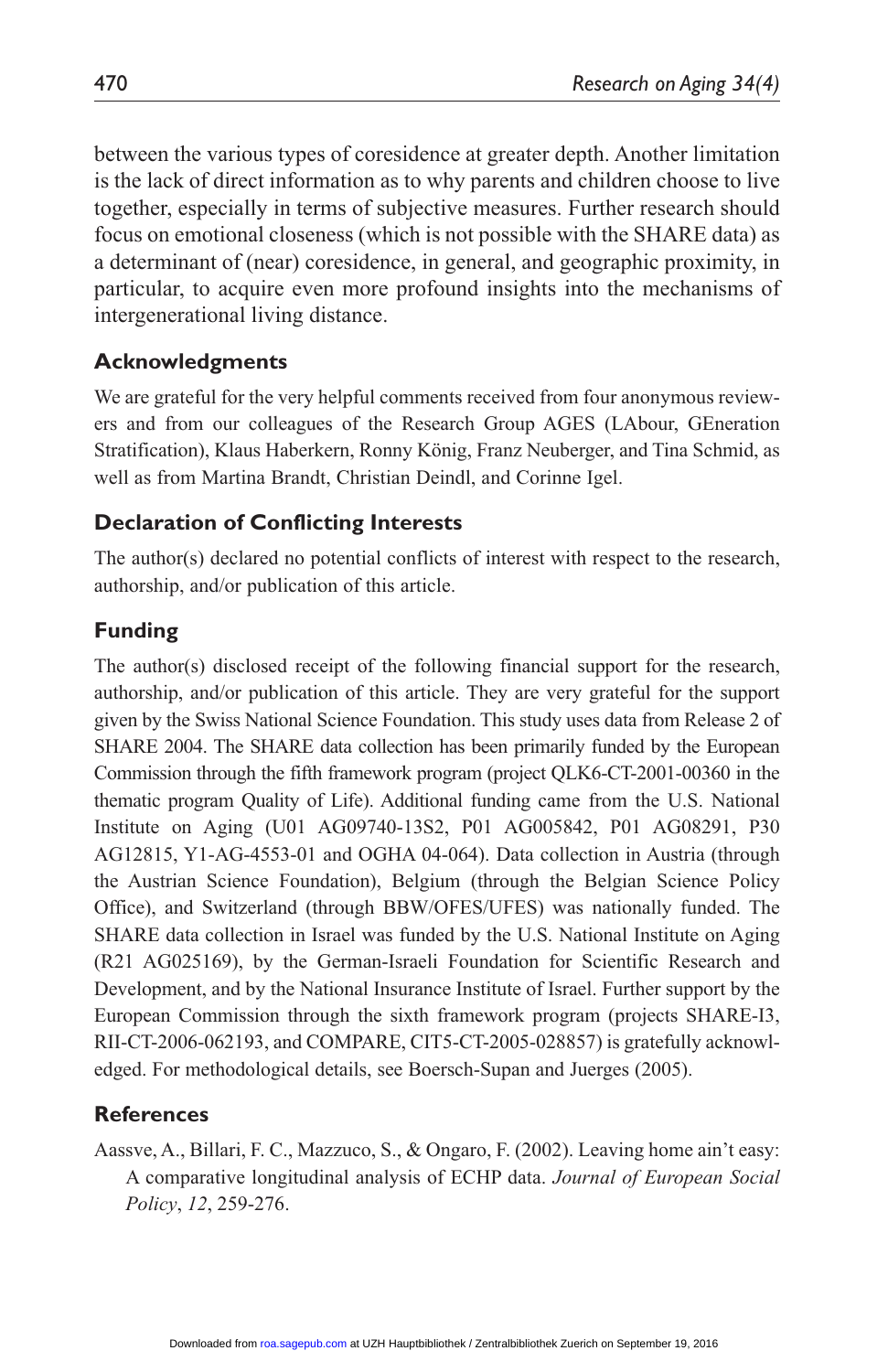between the various types of coresidence at greater depth. Another limitation is the lack of direct information as to why parents and children choose to live together, especially in terms of subjective measures. Further research should focus on emotional closeness (which is not possible with the SHARE data) as a determinant of (near) coresidence, in general, and geographic proximity, in particular, to acquire even more profound insights into the mechanisms of intergenerational living distance.

## Acknowledgments

We are grateful for the very helpful comments received from four anonymous reviewers and from our colleagues of the Research Group AGES (LAbour, GEneration Stratification), Klaus Haberkern, Ronny König, Franz Neuberger, and Tina Schmid, as well as from Martina Brandt, Christian Deindl, and Corinne Igel.

## Declaration of Conflicting Interests

The author(s) declared no potential conflicts of interest with respect to the research, authorship, and/or publication of this article.

## Funding

The author(s) disclosed receipt of the following financial support for the research, authorship, and/or publication of this article. They are very grateful for the support given by the Swiss National Science Foundation. This study uses data from Release 2 of SHARE 2004. The SHARE data collection has been primarily funded by the European Commission through the fifth framework program (project QLK6-CT-2001-00360 in the thematic program Quality of Life). Additional funding came from the U.S. National Institute on Aging (U01 AG09740-13S2, P01 AG005842, P01 AG08291, P30 AG12815, Y1-AG-4553-01 and OGHA 04-064). Data collection in Austria (through the Austrian Science Foundation), Belgium (through the Belgian Science Policy Office), and Switzerland (through BBW/OFES/UFES) was nationally funded. The SHARE data collection in Israel was funded by the U.S. National Institute on Aging (R21 AG025169), by the German-Israeli Foundation for Scientific Research and Development, and by the National Insurance Institute of Israel. Further support by the European Commission through the sixth framework program (projects SHARE-I3, RII-CT-2006-062193, and COMPARE, CIT5-CT-2005-028857) is gratefully acknowledged. For methodological details, see Boersch-Supan and Juerges (2005).

## References

Aassve, A., Billari, F. C., Mazzuco, S., & Ongaro, F. (2002). Leaving home ain't easy: A comparative longitudinal analysis of ECHP data. *Journal of European Social Policy*, *12*, 259-276.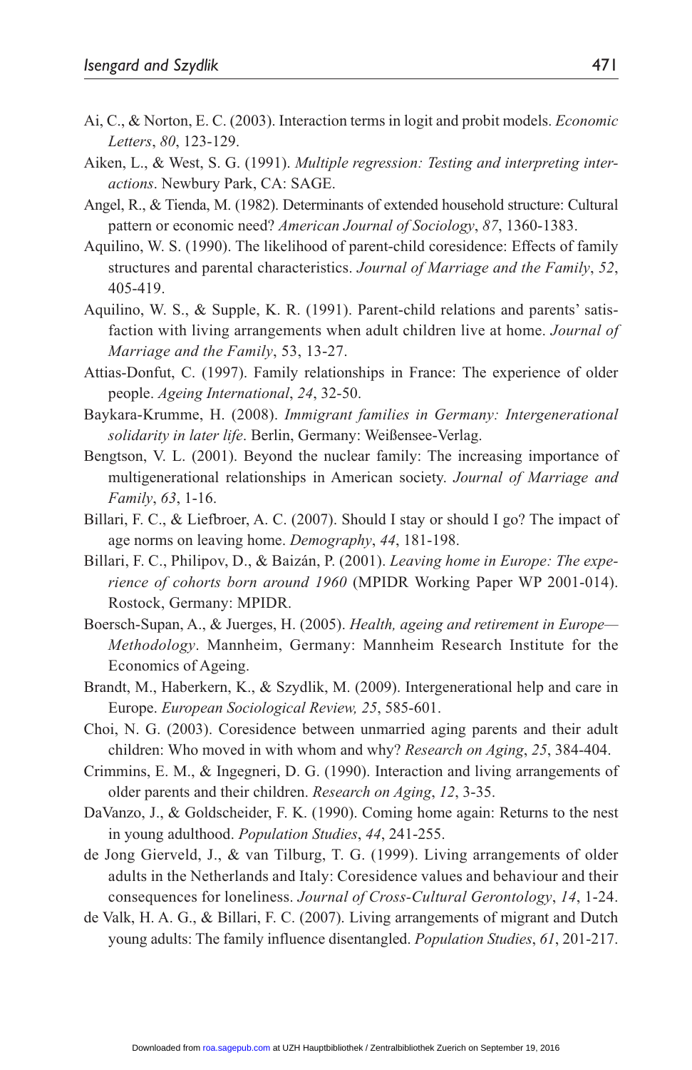Ai, C., & Norton, E. C. (2003). Interaction terms in logit and probit models. *Economic Letters*, *80*, 123-129.

Aiken, L., & West, S. G. (1991). *Multiple regression: Testing and interpreting interactions*. Newbury Park, CA: SAGE.

Angel, R., & Tienda, M. (1982). Determinants of extended household structure: Cultural pattern or economic need? *American Journal of Sociology*, *87*, 1360-1383.

Aquilino, W. S. (1990). The likelihood of parent-child coresidence: Effects of family structures and parental characteristics. *Journal of Marriage and the Family*, *52*, 405-419.

Aquilino, W. S., & Supple, K. R. (1991). Parent-child relations and parents' satisfaction with living arrangements when adult children live at home. *Journal of Marriage and the Family*, 53, 13-27.

Attias-Donfut, C. (1997). Family relationships in France: The experience of older people. *Ageing International*, *24*, 32-50.

Baykara-Krumme, H. (2008). *Immigrant families in Germany: Intergenerational solidarity in later life*. Berlin, Germany: Weißensee-Verlag.

Bengtson, V. L. (2001). Beyond the nuclear family: The increasing importance of multigenerational relationships in American society. *Journal of Marriage and Family*, *63*, 1-16.

Billari, F. C., & Liefbroer, A. C. (2007). Should I stay or should I go? The impact of age norms on leaving home. *Demography*, *44*, 181-198.

Billari, F. C., Philipov, D., & Baizán, P. (2001). *Leaving home in Europe: The experience of cohorts born around 1960* (MPIDR Working Paper WP 2001-014). Rostock, Germany: MPIDR.

Boersch-Supan, A., & Juerges, H. (2005). *Health, ageing and retirement in Europe—Methodology*. Mannheim, Germany: Mannheim Research Institute for the Economics of Ageing.

Brandt, M., Haberkern, K., & Szydlik, M. (2009). Intergenerational help and care in Europe. *European Sociological Review, 25*, 585-601.

Choi, N. G. (2003). Coresidence between unmarried aging parents and their adult children: Who moved in with whom and why? *Research on Aging*, *25*, 384-404.

Crimmins, E. M., & Ingegneri, D. G. (1990). Interaction and living arrangements of older parents and their children. *Research on Aging*, *12*, 3-35.

DaVanzo, J., & Goldscheider, F. K. (1990). Coming home again: Returns to the nest in young adulthood. *Population Studies*, *44*, 241-255.

de Jong Gierveld, J., & van Tilburg, T. G. (1999). Living arrangements of older adults in the Netherlands and Italy: Coresidence values and behaviour and their consequences for loneliness. *Journal of Cross-Cultural Gerontology*, *14*, 1-24.

de Valk, H. A. G., & Billari, F. C. (2007). Living arrangements of migrant and Dutch young adults: The family influence disentangled. *Population Studies*, *61*, 201-217.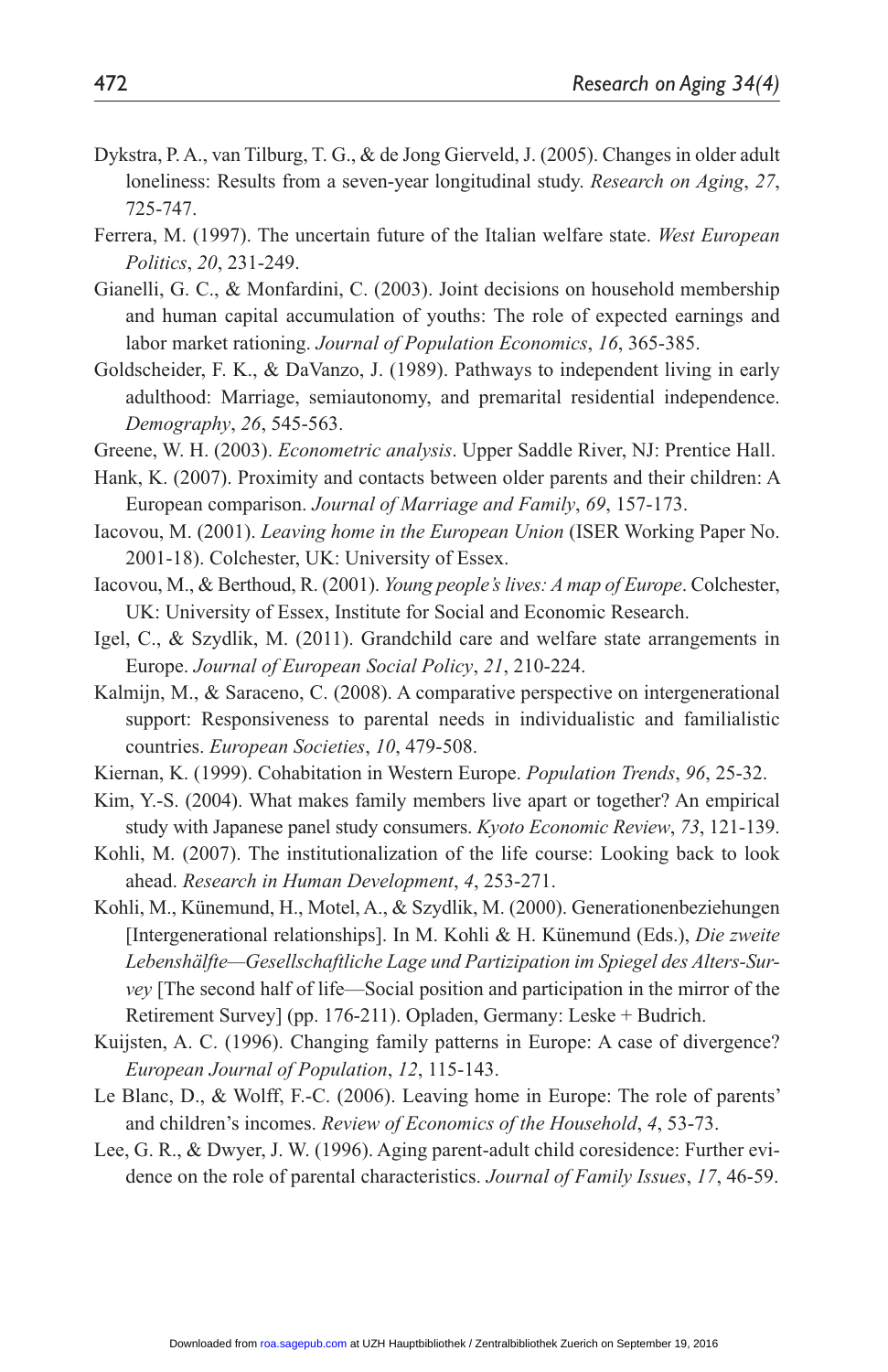Dykstra, P. A., van Tilburg, T. G., & de Jong Gierveld, J. (2005). Changes in older adult loneliness: Results from a seven-year longitudinal study. *Research on Aging*, *27*, 725-747.

Ferrera, M. (1997). The uncertain future of the Italian welfare state. *West European Politics*, *20*, 231-249.

Gianelli, G. C., & Monfardini, C. (2003). Joint decisions on household membership and human capital accumulation of youths: The role of expected earnings and labor market rationing. *Journal of Population Economics*, *16*, 365-385.

Goldscheider, F. K., & DaVanzo, J. (1989). Pathways to independent living in early adulthood: Marriage, semiautonomy, and premarital residential independence. *Demography*, *26*, 545-563.

Greene, W. H. (2003). *Econometric analysis*. Upper Saddle River, NJ: Prentice Hall.

Hank, K. (2007). Proximity and contacts between older parents and their children: A European comparison. *Journal of Marriage and Family*, *69*, 157-173.

Iacovou, M. (2001). *Leaving home in the European Union* (ISER Working Paper No. 2001-18). Colchester, UK: University of Essex.

Iacovou, M., & Berthoud, R. (2001). *Young people's lives: A map of Europe*. Colchester, UK: University of Essex, Institute for Social and Economic Research.

Igel, C., & Szydlik, M. (2011). Grandchild care and welfare state arrangements in Europe. *Journal of European Social Policy*, *21*, 210-224.

Kalmijn, M., & Saraceno, C. (2008). A comparative perspective on intergenerational support: Responsiveness to parental needs in individualistic and familialistic countries. *European Societies*, *10*, 479-508.

Kiernan, K. (1999). Cohabitation in Western Europe. *Population Trends*, *96*, 25-32.

Kim, Y.-S. (2004). What makes family members live apart or together? An empirical study with Japanese panel study consumers. *Kyoto Economic Review*, *73*, 121-139.

Kohli, M. (2007). The institutionalization of the life course: Looking back to look ahead. *Research in Human Development*, *4*, 253-271.

Kohli, M., Künemund, H., Motel, A., & Szydlik, M. (2000). Generationenbeziehungen [Intergenerational relationships]. In M. Kohli & H. Künemund (Eds.), *Die zweite Lebenshälfte—Gesellschaftliche Lage und Partizipation im Spiegel des Alters-Survey* [The second half of life—Social position and participation in the mirror of the Retirement Survey] (pp. 176-211). Opladen, Germany: Leske + Budrich.

Kuijsten, A. C. (1996). Changing family patterns in Europe: A case of divergence? *European Journal of Population*, *12*, 115-143.

Le Blanc, D., & Wolff, F.-C. (2006). Leaving home in Europe: The role of parents' and children's incomes. *Review of Economics of the Household*, *4*, 53-73.

Lee, G. R., & Dwyer, J. W. (1996). Aging parent-adult child coresidence: Further evidence on the role of parental characteristics. *Journal of Family Issues*, *17*, 46-59.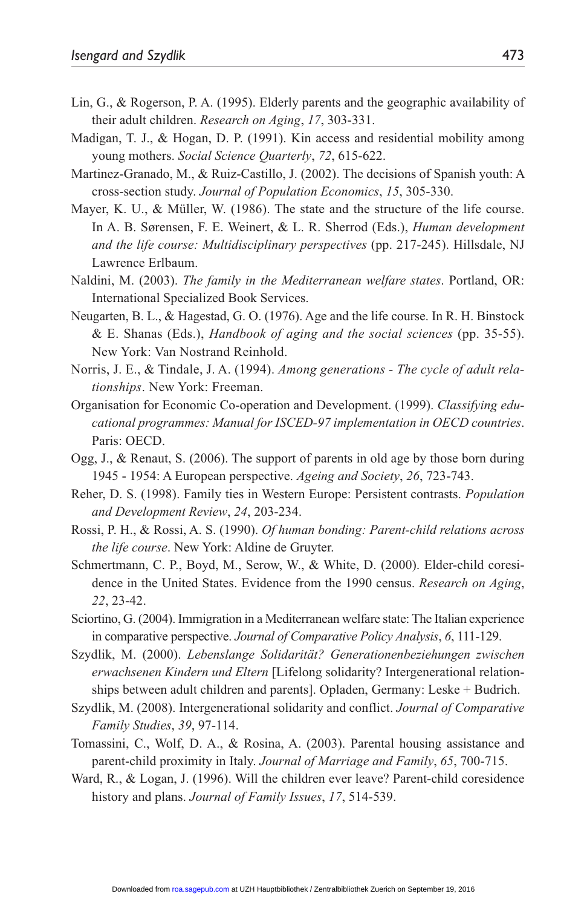Lin, G., & Rogerson, P. A. (1995). Elderly parents and the geographic availability of their adult children. *Research on Aging*, *17*, 303-331.

Madigan, T. J., & Hogan, D. P. (1991). Kin access and residential mobility among young mothers. *Social Science Quarterly*, *72*, 615-622.

Martinez-Granado, M., & Ruiz-Castillo, J. (2002). The decisions of Spanish youth: A cross-section study. *Journal of Population Economics*, *15*, 305-330.

Mayer, K. U., & Müller, W. (1986). The state and the structure of the life course. In A. B. Sørensen, F. E. Weinert, & L. R. Sherrod (Eds.), *Human development and the life course: Multidisciplinary perspectives* (pp. 217-245). Hillsdale, NJ Lawrence Erlbaum.

Naldini, M. (2003). *The family in the Mediterranean welfare states*. Portland, OR: International Specialized Book Services.

Neugarten, B. L., & Hagestad, G. O. (1976). Age and the life course. In R. H. Binstock & E. Shanas (Eds.), *Handbook of aging and the social sciences* (pp. 35-55). New York: Van Nostrand Reinhold.

Norris, J. E., & Tindale, J. A. (1994). *Among generations - The cycle of adult relationships*. New York: Freeman.

Organisation for Economic Co-operation and Development. (1999). *Classifying educational programmes: Manual for ISCED-97 implementation in OECD countries*. Paris: OECD.

Ogg, J., & Renaut, S. (2006). The support of parents in old age by those born during 1945 - 1954: A European perspective. *Ageing and Society*, *26*, 723-743.

Reher, D. S. (1998). Family ties in Western Europe: Persistent contrasts. *Population and Development Review*, *24*, 203-234.

Rossi, P. H., & Rossi, A. S. (1990). *Of human bonding: Parent-child relations across the life course*. New York: Aldine de Gruyter.

Schmertmann, C. P., Boyd, M., Serow, W., & White, D. (2000). Elder-child coresidence in the United States. Evidence from the 1990 census. *Research on Aging*, *22*, 23-42.

Sciortino, G. (2004). Immigration in a Mediterranean welfare state: The Italian experience in comparative perspective. *Journal of Comparative Policy Analysis*, *6*, 111-129.

Szydlik, M. (2000). *Lebenslange Solidarität? Generationenbeziehungen zwischen erwachsenen Kindern und Eltern* [Lifelong solidarity? Intergenerational relationships between adult children and parents]. Opladen, Germany: Leske + Budrich.

Szydlik, M. (2008). Intergenerational solidarity and conflict. *Journal of Comparative Family Studies*, *39*, 97-114.

Tomassini, C., Wolf, D. A., & Rosina, A. (2003). Parental housing assistance and parent-child proximity in Italy. *Journal of Marriage and Family*, *65*, 700-715.

Ward, R., & Logan, J. (1996). Will the children ever leave? Parent-child coresidence history and plans. *Journal of Family Issues*, *17*, 514-539.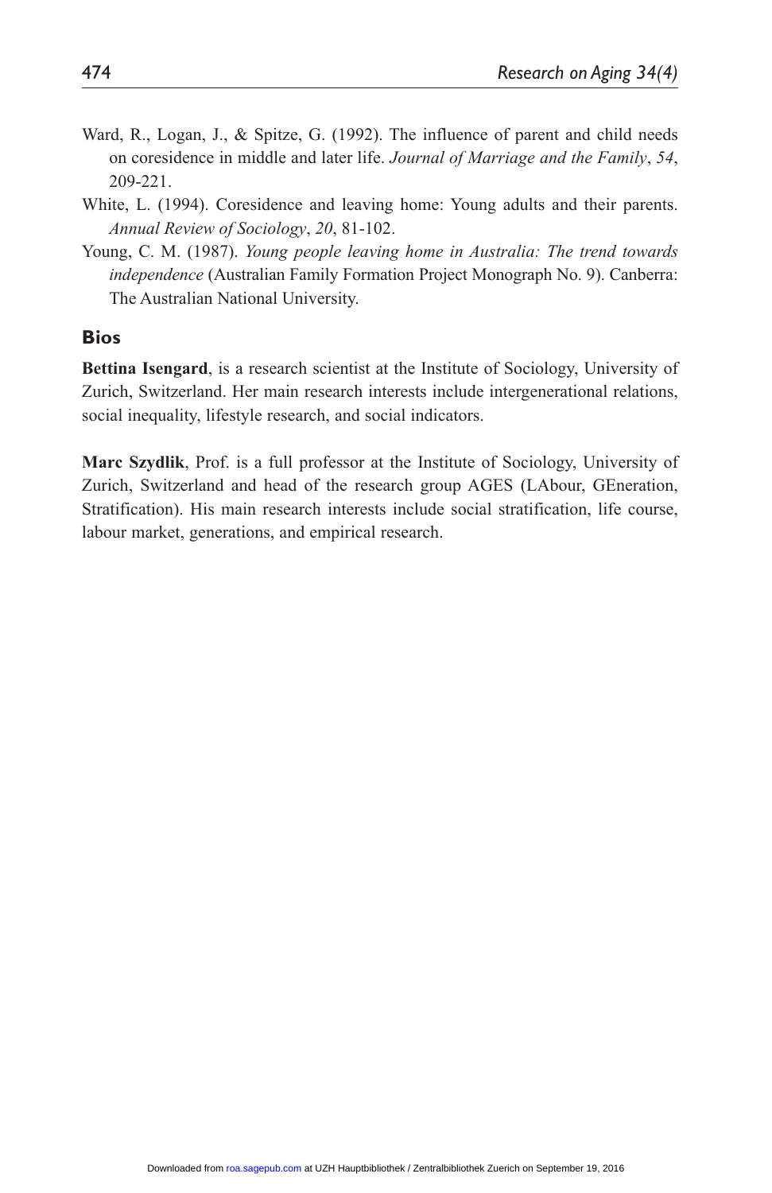Ward, R., Logan, J., & Spitze, G. (1992). The influence of parent and child needs on coresidence in middle and later life. *Journal of Marriage and the Family*, *54*, 209-221.

White, L. (1994). Coresidence and leaving home: Young adults and their parents. *Annual Review of Sociology*, *20*, 81-102.

Young, C. M. (1987). *Young people leaving home in Australia: The trend towards independence* (Australian Family Formation Project Monograph No. 9). Canberra: The Australian National University.

## Bios

**Bettina Isengard**, is a research scientist at the Institute of Sociology, University of Zurich, Switzerland. Her main research interests include intergenerational relations, social inequality, lifestyle research, and social indicators.

**Marc Szydlik**, Prof. is a full professor at the Institute of Sociology, University of Zurich, Switzerland and head of the research group AGES (LAbour, GEneration, Stratification). His main research interests include social stratification, life course, labour market, generations, and empirical research.